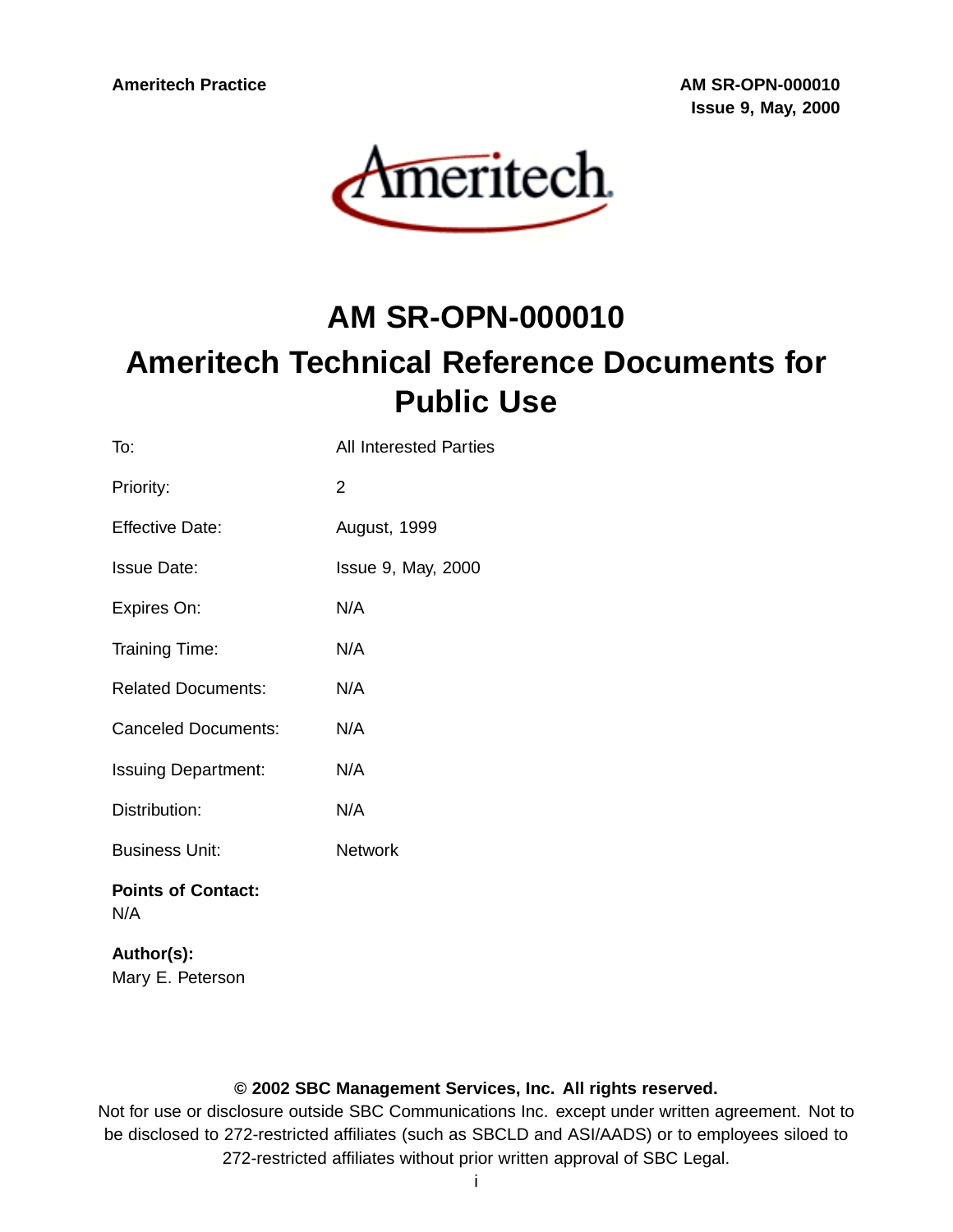Ameritech Practice

AM SR-OPN-000010
Issue 9, May, 2000

Ameritech

# AM SR-OPN-000010
# Ameritech Technical Reference Documents for Public Use

| | |
|---|---|
| To: | All Interested Parties |
| Priority: | 2 |
| Effective Date: | August, 1999 |
| Issue Date: | Issue 9, May, 2000 |
| Expires On: | N/A |
| Training Time: | N/A |
| Related Documents: | N/A |
| Canceled Documents: | N/A |
| Issuing Department: | N/A |
| Distribution: | N/A |
| Business Unit: | Network |

**Points of Contact:**
N/A

**Author(s):**
Mary E. Peterson

**© 2002 SBC Management Services, Inc. All rights reserved.**
Not for use or disclosure outside SBC Communications Inc. except under written agreement. Not to be disclosed to 272-restricted affiliates (such as SBCLD and ASI/AADS) or to employees siloed to 272-restricted affiliates without prior written approval of SBC Legal.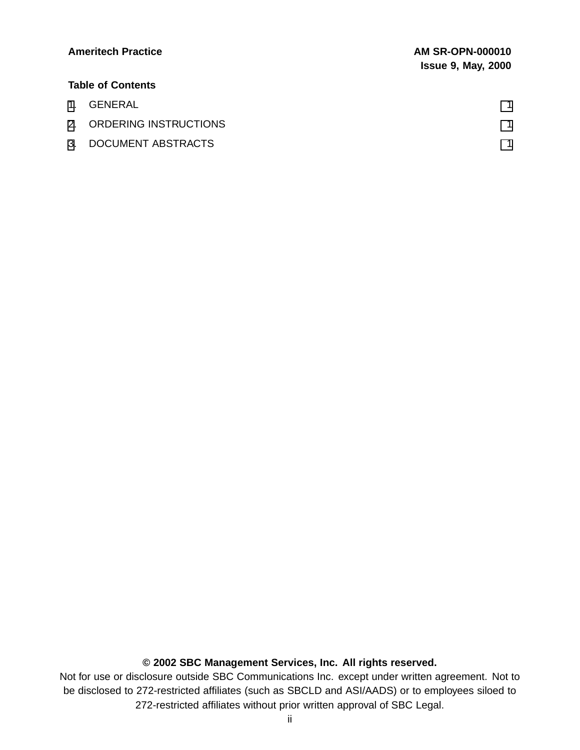## Table of Contents

1. GENERAL 1
2. ORDERING INSTRUCTIONS 1
3. DOCUMENT ABSTRACTS 1

**© 2002 SBC Management Services, Inc. All rights reserved.**

Not for use or disclosure outside SBC Communications Inc. except under written agreement. Not to be disclosed to 272-restricted affiliates (such as SBCLD and ASI/AADS) or to employees siloed to 272-restricted affiliates without prior written approval of SBC Legal.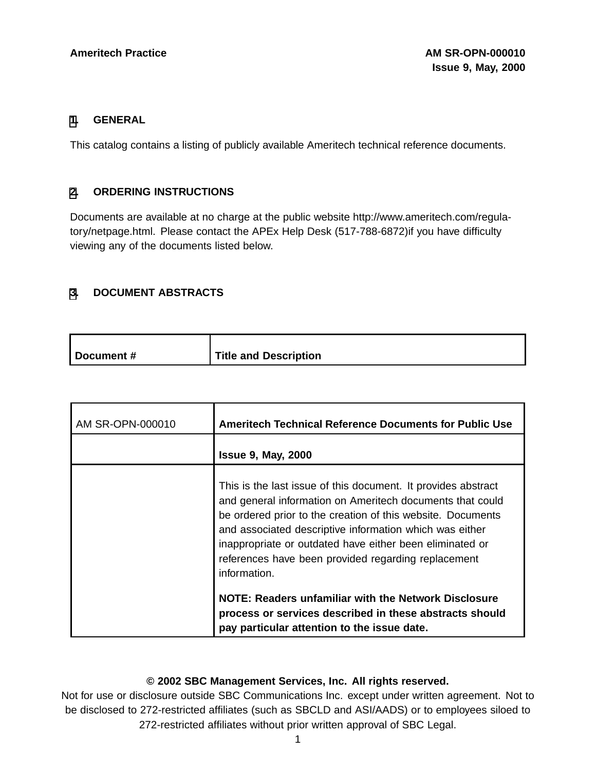## 1. GENERAL

This catalog contains a listing of publicly available Ameritech technical reference documents.

## 2. ORDERING INSTRUCTIONS

Documents are available at no charge at the public website http://www.ameritech.com/regulatory/netpage.html. Please contact the APEx Help Desk (517-788-6872)if you have difficulty viewing any of the documents listed below.

## 3. DOCUMENT ABSTRACTS

| Document # | Title and Description |
|---|---|
| AM SR-OPN-000010 | **Ameritech Technical Reference Documents for Public Use** |
| | **Issue 9, May, 2000** |
| | This is the last issue of this document. It provides abstract and general information on Ameritech documents that could be ordered prior to the creation of this website. Documents and associated descriptive information which was either inappropriate or outdated have either been eliminated or references have been provided regarding replacement information.<br><br>**NOTE: Readers unfamiliar with the Network Disclosure process or services described in these abstracts should pay particular attention to the issue date.** |

**© 2002 SBC Management Services, Inc. All rights reserved.**
Not for use or disclosure outside SBC Communications Inc. except under written agreement. Not to be disclosed to 272-restricted affiliates (such as SBCLD and ASI/AADS) or to employees siloed to 272-restricted affiliates without prior written approval of SBC Legal.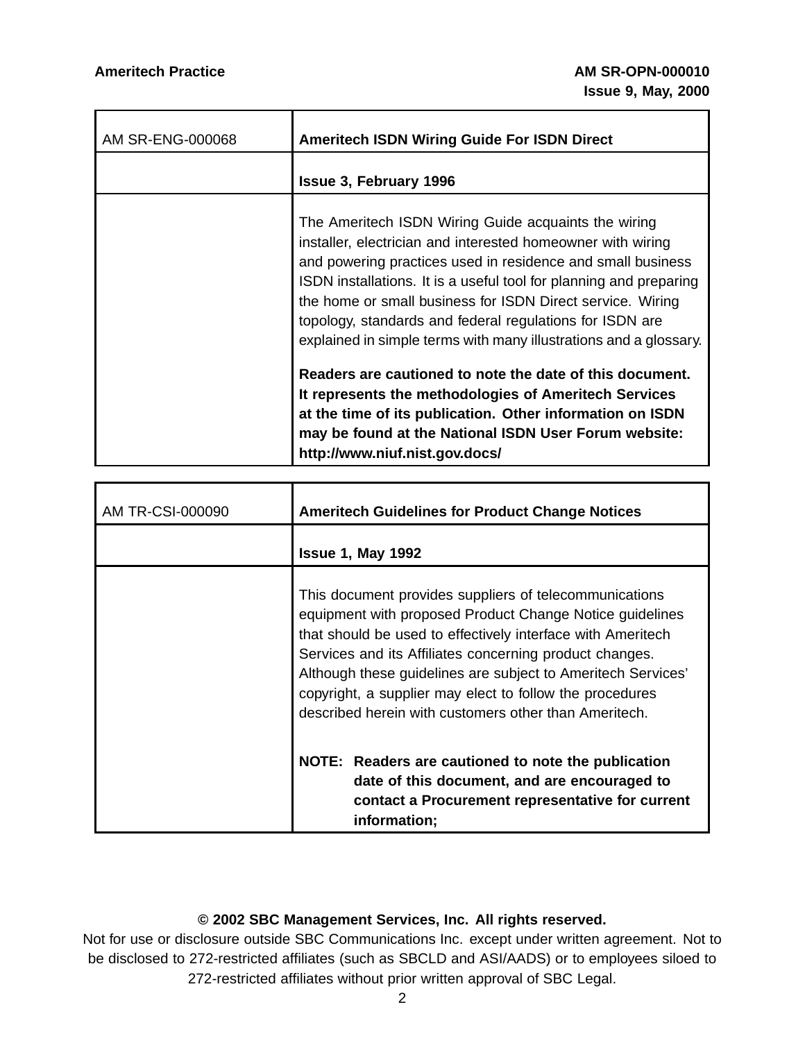| | |
|---|---|
| AM SR-ENG-000068 | **Ameritech ISDN Wiring Guide For ISDN Direct** |
| | **Issue 3, February 1996** |
| | The Ameritech ISDN Wiring Guide acquaints the wiring installer, electrician and interested homeowner with wiring and powering practices used in residence and small business ISDN installations. It is a useful tool for planning and preparing the home or small business for ISDN Direct service. Wiring topology, standards and federal regulations for ISDN are explained in simple terms with many illustrations and a glossary.<br><br>**Readers are cautioned to note the date of this document. It represents the methodologies of Ameritech Services at the time of its publication. Other information on ISDN may be found at the National ISDN User Forum website: http://www.niuf.nist.gov.docs/** |

| | |
|---|---|
| AM TR-CSI-000090 | **Ameritech Guidelines for Product Change Notices** |
| | **Issue 1, May 1992** |
| | This document provides suppliers of telecommunications equipment with proposed Product Change Notice guidelines that should be used to effectively interface with Ameritech Services and its Affiliates concerning product changes. Although these guidelines are subject to Ameritech Services' copyright, a supplier may elect to follow the procedures described herein with customers other than Ameritech.<br><br>**NOTE: Readers are cautioned to note the publication date of this document, and are encouraged to contact a Procurement representative for current information;** |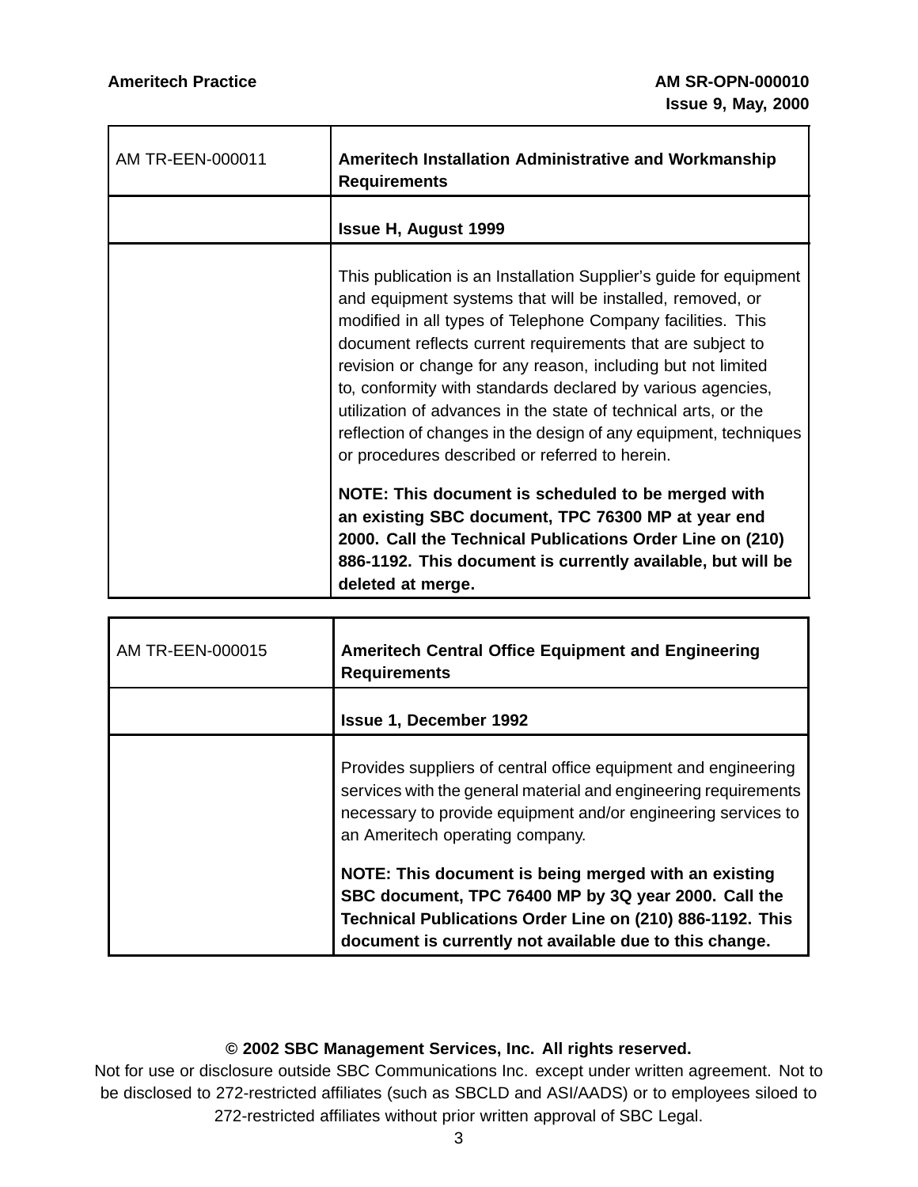| AM TR-EEN-000011 | **Ameritech Installation Administrative and Workmanship Requirements** |
|---|---|
| | **Issue H, August 1999** |
| | This publication is an Installation Supplier's guide for equipment and equipment systems that will be installed, removed, or modified in all types of Telephone Company facilities. This document reflects current requirements that are subject to revision or change for any reason, including but not limited to, conformity with standards declared by various agencies, utilization of advances in the state of technical arts, or the reflection of changes in the design of any equipment, techniques or procedures described or referred to herein.<br><br>**NOTE: This document is scheduled to be merged with an existing SBC document, TPC 76300 MP at year end 2000. Call the Technical Publications Order Line on (210) 886-1192. This document is currently available, but will be deleted at merge.** |

| AM TR-EEN-000015 | **Ameritech Central Office Equipment and Engineering Requirements** |
|---|---|
| | **Issue 1, December 1992** |
| | Provides suppliers of central office equipment and engineering services with the general material and engineering requirements necessary to provide equipment and/or engineering services to an Ameritech operating company.<br><br>**NOTE: This document is being merged with an existing SBC document, TPC 76400 MP by 3Q year 2000. Call the Technical Publications Order Line on (210) 886-1192. This document is currently not available due to this change.** |

**© 2002 SBC Management Services, Inc. All rights reserved.**

Not for use or disclosure outside SBC Communications Inc. except under written agreement. Not to be disclosed to 272-restricted affiliates (such as SBCLD and ASI/AADS) or to employees siloed to 272-restricted affiliates without prior written approval of SBC Legal.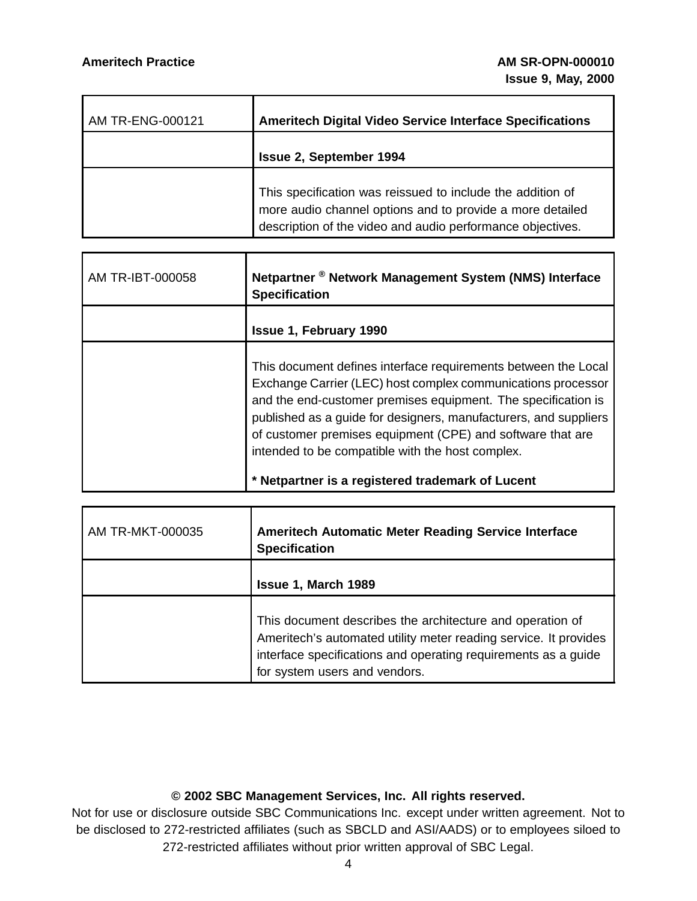| AM TR-ENG-000121 | **Ameritech Digital Video Service Interface Specifications** |
|---|---|
| | **Issue 2, September 1994** |
| | This specification was reissued to include the addition of more audio channel options and to provide a more detailed description of the video and audio performance objectives. |

| AM TR-IBT-000058 | **Netpartner ® Network Management System (NMS) Interface Specification** |
|---|---|
| | **Issue 1, February 1990** |
| | This document defines interface requirements between the Local Exchange Carrier (LEC) host complex communications processor and the end-customer premises equipment. The specification is published as a guide for designers, manufacturers, and suppliers of customer premises equipment (CPE) and software that are intended to be compatible with the host complex.<br><br>**\* Netpartner is a registered trademark of Lucent** |

| AM TR-MKT-000035 | **Ameritech Automatic Meter Reading Service Interface Specification** |
|---|---|
| | **Issue 1, March 1989** |
| | This document describes the architecture and operation of Ameritech's automated utility meter reading service. It provides interface specifications and operating requirements as a guide for system users and vendors. |

**© 2002 SBC Management Services, Inc. All rights reserved.**

Not for use or disclosure outside SBC Communications Inc. except under written agreement. Not to be disclosed to 272-restricted affiliates (such as SBCLD and ASI/AADS) or to employees siloed to 272-restricted affiliates without prior written approval of SBC Legal.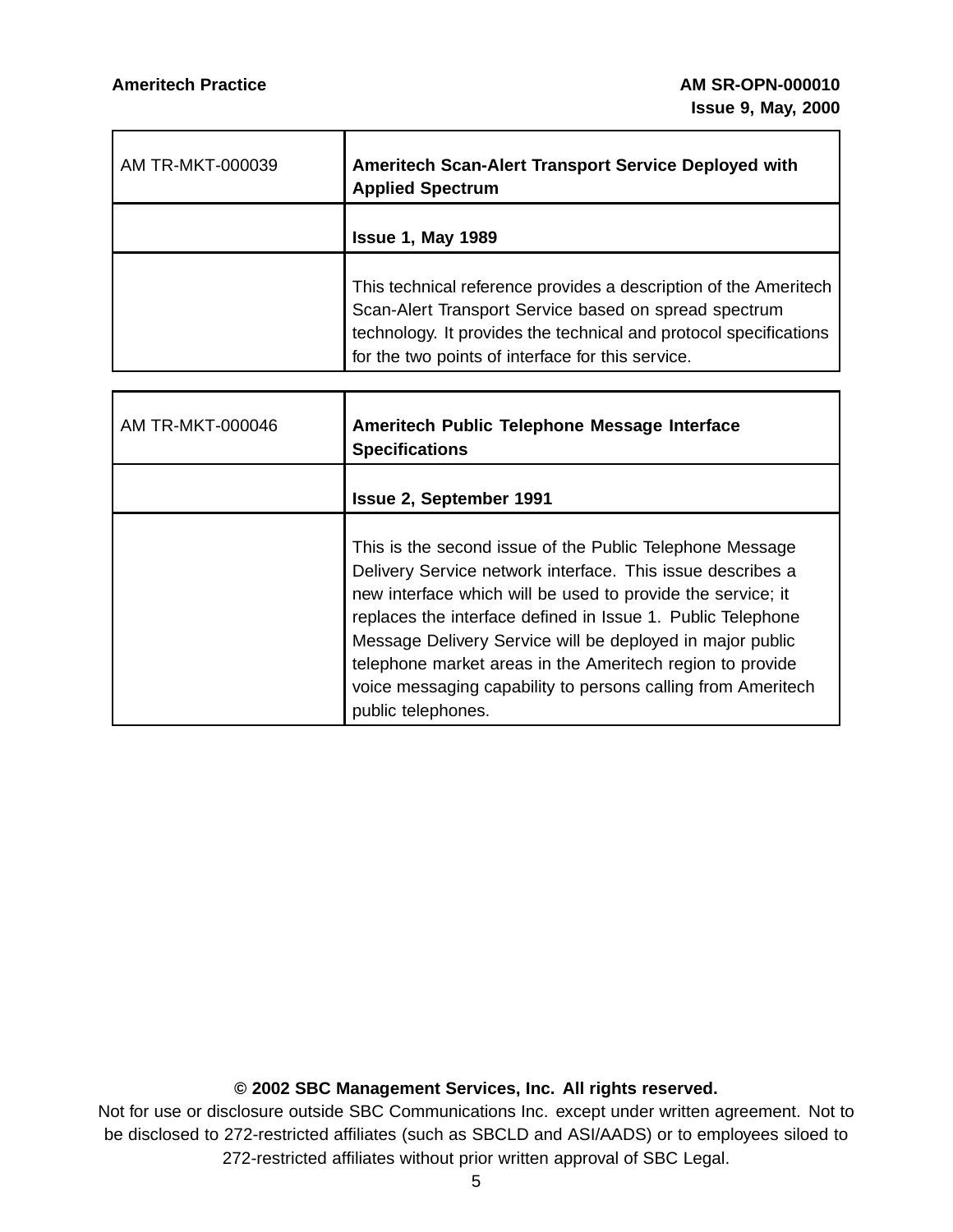| | |
|---|---|
| AM TR-MKT-000039 | **Ameritech Scan-Alert Transport Service Deployed with Applied Spectrum** |
| | **Issue 1, May 1989** |
| | This technical reference provides a description of the Ameritech Scan-Alert Transport Service based on spread spectrum technology. It provides the technical and protocol specifications for the two points of interface for this service. |

| | |
|---|---|
| AM TR-MKT-000046 | **Ameritech Public Telephone Message Interface Specifications** |
| | **Issue 2, September 1991** |
| | This is the second issue of the Public Telephone Message Delivery Service network interface. This issue describes a new interface which will be used to provide the service; it replaces the interface defined in Issue 1. Public Telephone Message Delivery Service will be deployed in major public telephone market areas in the Ameritech region to provide voice messaging capability to persons calling from Ameritech public telephones. |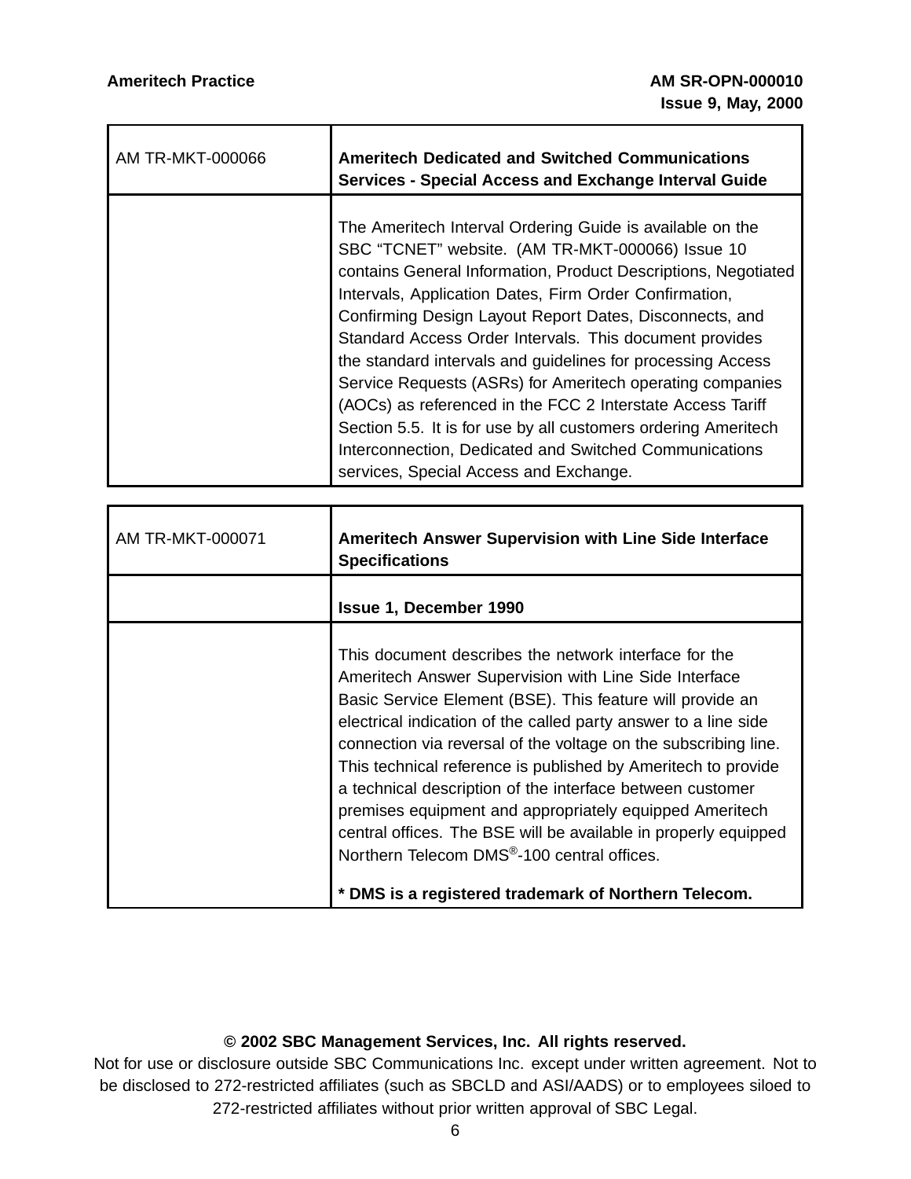| | |
|---|---|
| AM TR-MKT-000066 | **Ameritech Dedicated and Switched Communications Services - Special Access and Exchange Interval Guide** |
| | The Ameritech Interval Ordering Guide is available on the SBC "TCNET" website. (AM TR-MKT-000066) Issue 10 contains General Information, Product Descriptions, Negotiated Intervals, Application Dates, Firm Order Confirmation, Confirming Design Layout Report Dates, Disconnects, and Standard Access Order Intervals. This document provides the standard intervals and guidelines for processing Access Service Requests (ASRs) for Ameritech operating companies (AOCs) as referenced in the FCC 2 Interstate Access Tariff Section 5.5. It is for use by all customers ordering Ameritech Interconnection, Dedicated and Switched Communications services, Special Access and Exchange. |

| | |
|---|---|
| AM TR-MKT-000071 | **Ameritech Answer Supervision with Line Side Interface Specifications** |
| | **Issue 1, December 1990** |
| | This document describes the network interface for the Ameritech Answer Supervision with Line Side Interface Basic Service Element (BSE). This feature will provide an electrical indication of the called party answer to a line side connection via reversal of the voltage on the subscribing line. This technical reference is published by Ameritech to provide a technical description of the interface between customer premises equipment and appropriately equipped Ameritech central offices. The BSE will be available in properly equipped Northern Telecom DMS®-100 central offices. <br><br> **\* DMS is a registered trademark of Northern Telecom.** |

**© 2002 SBC Management Services, Inc. All rights reserved.**

Not for use or disclosure outside SBC Communications Inc. except under written agreement. Not to be disclosed to 272-restricted affiliates (such as SBCLD and ASI/AADS) or to employees siloed to 272-restricted affiliates without prior written approval of SBC Legal.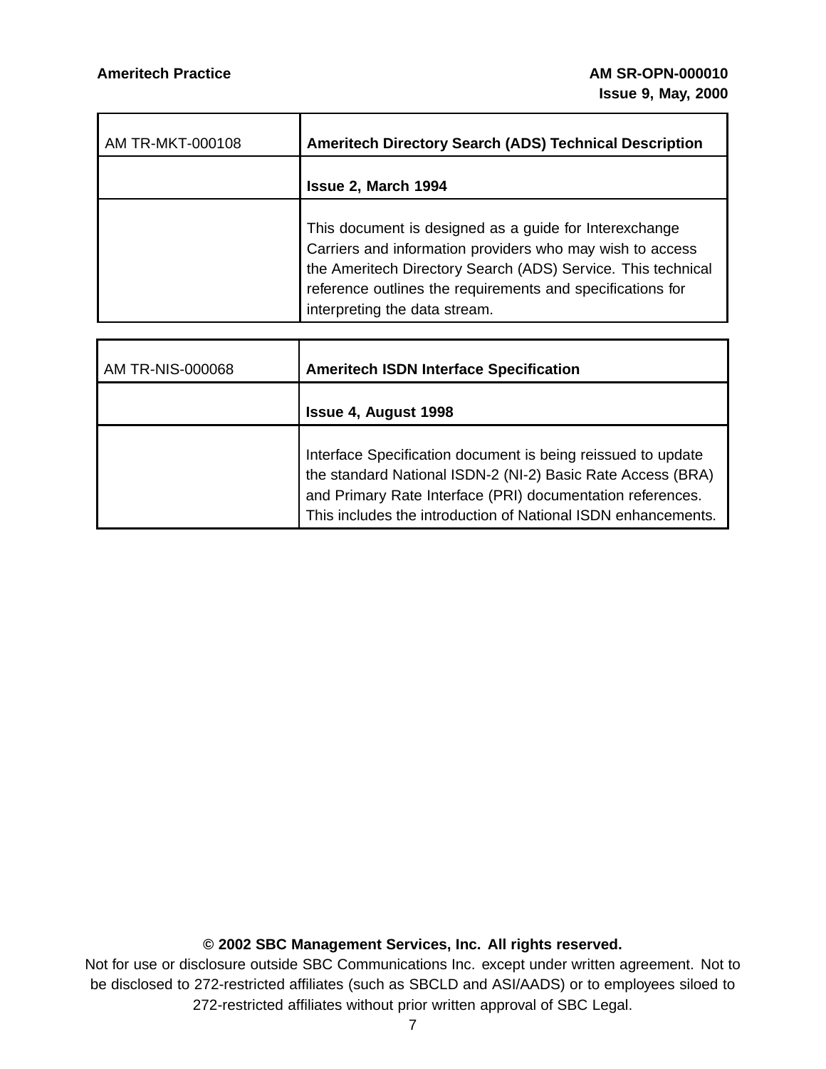| | |
|---|---|
| AM TR-MKT-000108 | **Ameritech Directory Search (ADS) Technical Description** |
| | **Issue 2, March 1994** |
| | This document is designed as a guide for Interexchange Carriers and information providers who may wish to access the Ameritech Directory Search (ADS) Service. This technical reference outlines the requirements and specifications for interpreting the data stream. |

| | |
|---|---|
| AM TR-NIS-000068 | **Ameritech ISDN Interface Specification** |
| | **Issue 4, August 1998** |
| | Interface Specification document is being reissued to update the standard National ISDN-2 (NI-2) Basic Rate Access (BRA) and Primary Rate Interface (PRI) documentation references. This includes the introduction of National ISDN enhancements. |

**© 2002 SBC Management Services, Inc. All rights reserved.**

Not for use or disclosure outside SBC Communications Inc. except under written agreement. Not to be disclosed to 272-restricted affiliates (such as SBCLD and ASI/AADS) or to employees siloed to 272-restricted affiliates without prior written approval of SBC Legal.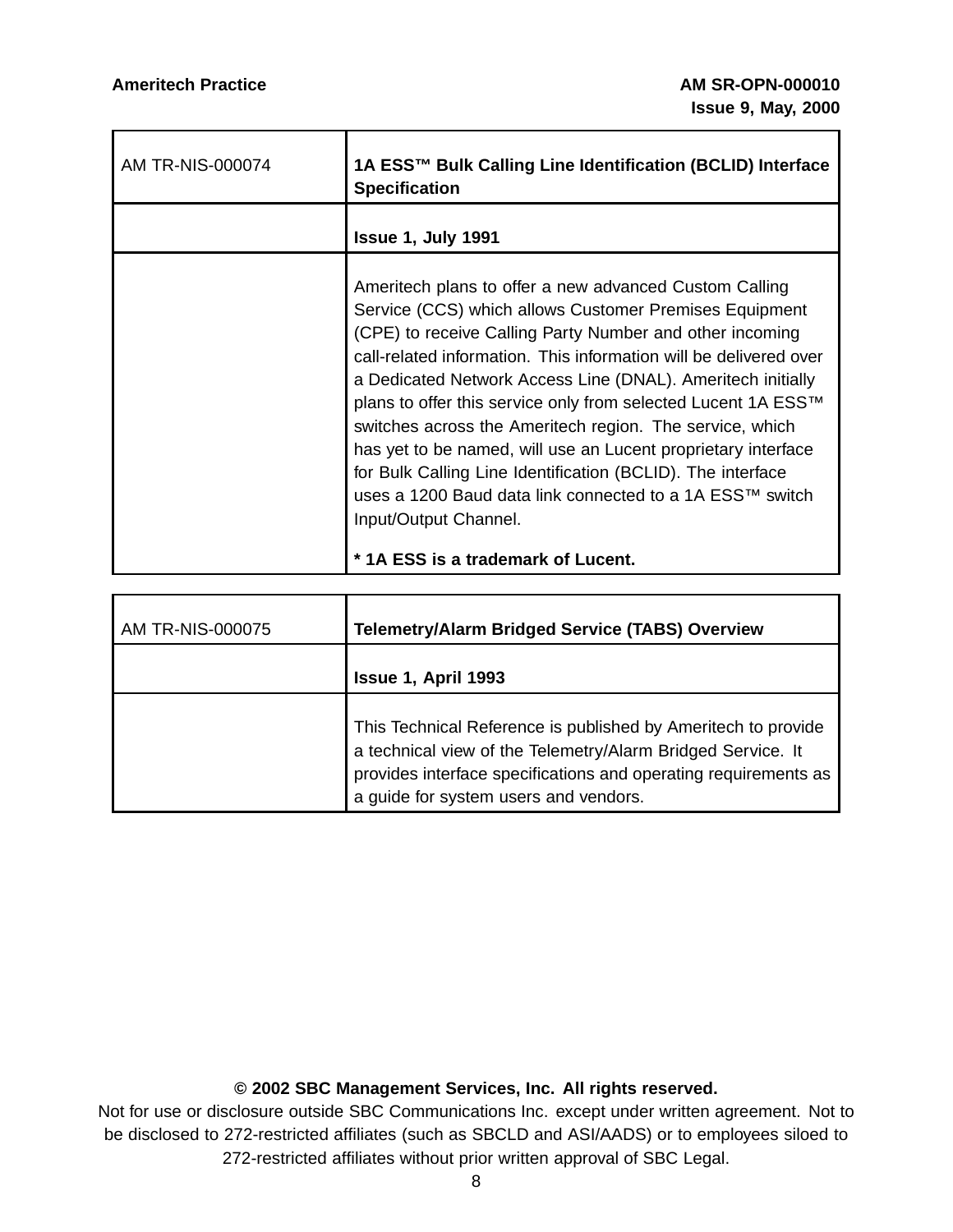| | |
|---|---|
| AM TR-NIS-000074 | **1A ESS™ Bulk Calling Line Identification (BCLID) Interface Specification** |
| | **Issue 1, July 1991** |
| | Ameritech plans to offer a new advanced Custom Calling Service (CCS) which allows Customer Premises Equipment (CPE) to receive Calling Party Number and other incoming call-related information. This information will be delivered over a Dedicated Network Access Line (DNAL). Ameritech initially plans to offer this service only from selected Lucent 1A ESS™ switches across the Ameritech region. The service, which has yet to be named, will use an Lucent proprietary interface for Bulk Calling Line Identification (BCLID). The interface uses a 1200 Baud data link connected to a 1A ESS™ switch Input/Output Channel.<br><br>**\* 1A ESS is a trademark of Lucent.** |

| | |
|---|---|
| AM TR-NIS-000075 | **Telemetry/Alarm Bridged Service (TABS) Overview** |
| | **Issue 1, April 1993** |
| | This Technical Reference is published by Ameritech to provide a technical view of the Telemetry/Alarm Bridged Service. It provides interface specifications and operating requirements as a guide for system users and vendors. |

**© 2002 SBC Management Services, Inc. All rights reserved.**

Not for use or disclosure outside SBC Communications Inc. except under written agreement. Not to be disclosed to 272-restricted affiliates (such as SBCLD and ASI/AADS) or to employees siloed to 272-restricted affiliates without prior written approval of SBC Legal.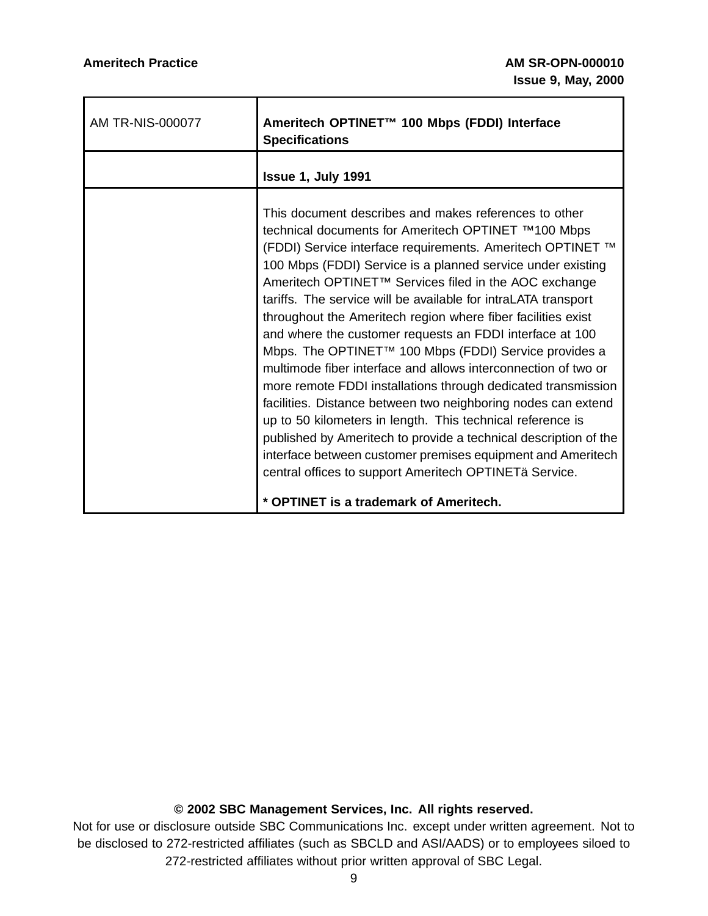| | |
|---|---|
| AM TR-NIS-000077 | **Ameritech OPTINET™ 100 Mbps (FDDI) Interface Specifications** |
| | **Issue 1, July 1991** |
| | This document describes and makes references to other technical documents for Ameritech OPTINET ™100 Mbps (FDDI) Service interface requirements. Ameritech OPTINET ™ 100 Mbps (FDDI) Service is a planned service under existing Ameritech OPTINET™ Services filed in the AOC exchange tariffs. The service will be available for intraLATA transport throughout the Ameritech region where fiber facilities exist and where the customer requests an FDDI interface at 100 Mbps. The OPTINET™ 100 Mbps (FDDI) Service provides a multimode fiber interface and allows interconnection of two or more remote FDDI installations through dedicated transmission facilities. Distance between two neighboring nodes can extend up to 50 kilometers in length. This technical reference is published by Ameritech to provide a technical description of the interface between customer premises equipment and Ameritech central offices to support Ameritech OPTINETä Service.<br><br>**\* OPTINET is a trademark of Ameritech.** |

**© 2002 SBC Management Services, Inc. All rights reserved.**

Not for use or disclosure outside SBC Communications Inc. except under written agreement. Not to be disclosed to 272-restricted affiliates (such as SBCLD and ASI/AADS) or to employees siloed to 272-restricted affiliates without prior written approval of SBC Legal.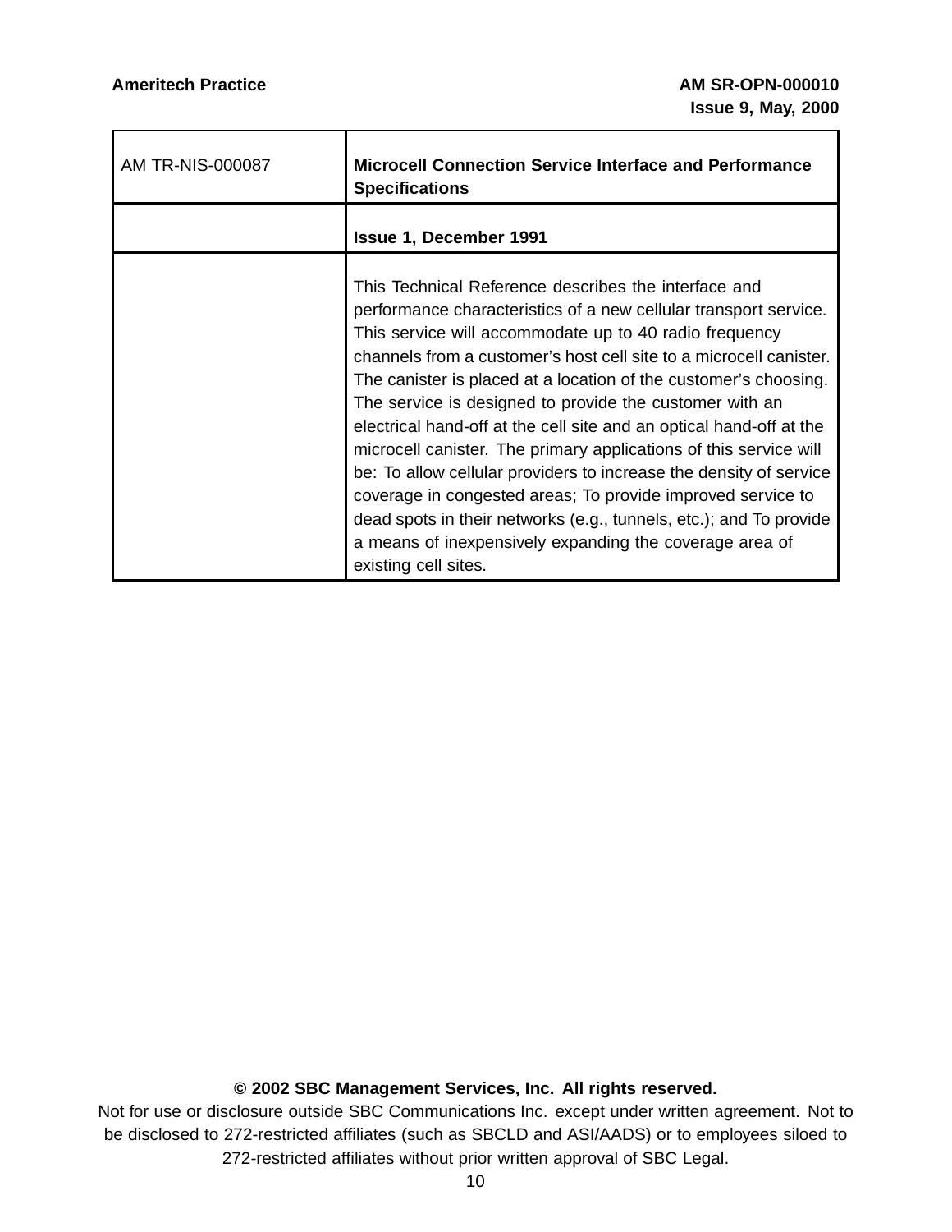| AM TR-NIS-000087 | **Microcell Connection Service Interface and Performance Specifications** |
|---|---|
| | **Issue 1, December 1991** |
| | This Technical Reference describes the interface and performance characteristics of a new cellular transport service. This service will accommodate up to 40 radio frequency channels from a customer's host cell site to a microcell canister. The canister is placed at a location of the customer's choosing. The service is designed to provide the customer with an electrical hand-off at the cell site and an optical hand-off at the microcell canister. The primary applications of this service will be: To allow cellular providers to increase the density of service coverage in congested areas; To provide improved service to dead spots in their networks (e.g., tunnels, etc.); and To provide a means of inexpensively expanding the coverage area of existing cell sites. |

**© 2002 SBC Management Services, Inc. All rights reserved.**

Not for use or disclosure outside SBC Communications Inc. except under written agreement. Not to be disclosed to 272-restricted affiliates (such as SBCLD and ASI/AADS) or to employees siloed to 272-restricted affiliates without prior written approval of SBC Legal.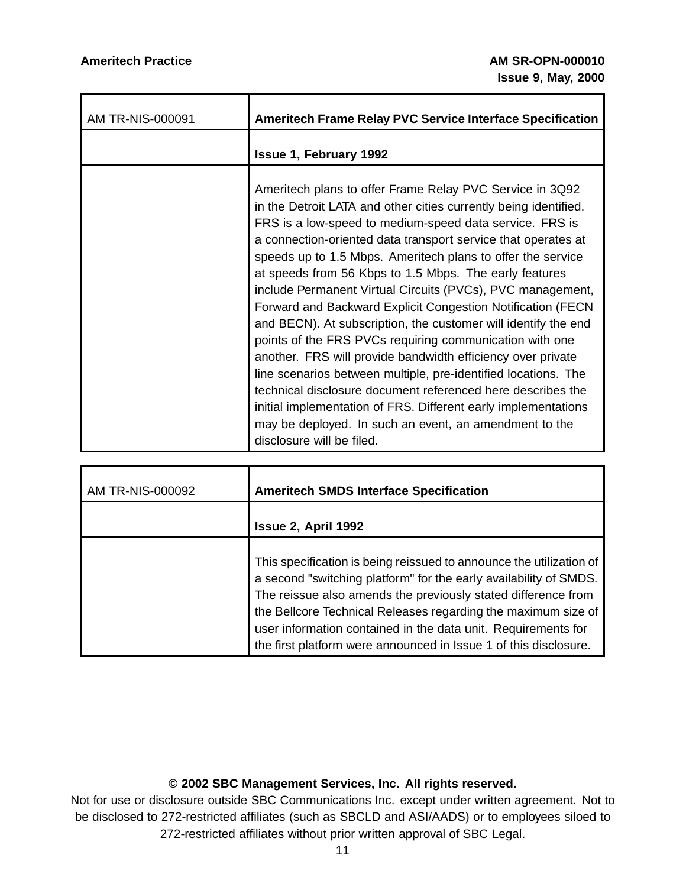| | |
|---|---|
| AM TR-NIS-000091 | **Ameritech Frame Relay PVC Service Interface Specification** |
| | **Issue 1, February 1992** |
| | Ameritech plans to offer Frame Relay PVC Service in 3Q92 in the Detroit LATA and other cities currently being identified. FRS is a low-speed to medium-speed data service. FRS is a connection-oriented data transport service that operates at speeds up to 1.5 Mbps. Ameritech plans to offer the service at speeds from 56 Kbps to 1.5 Mbps. The early features include Permanent Virtual Circuits (PVCs), PVC management, Forward and Backward Explicit Congestion Notification (FECN and BECN). At subscription, the customer will identify the end points of the FRS PVCs requiring communication with one another. FRS will provide bandwidth efficiency over private line scenarios between multiple, pre-identified locations. The technical disclosure document referenced here describes the initial implementation of FRS. Different early implementations may be deployed. In such an event, an amendment to the disclosure will be filed. |

| | |
|---|---|
| AM TR-NIS-000092 | **Ameritech SMDS Interface Specification** |
| | **Issue 2, April 1992** |
| | This specification is being reissued to announce the utilization of a second "switching platform" for the early availability of SMDS. The reissue also amends the previously stated difference from the Bellcore Technical Releases regarding the maximum size of user information contained in the data unit. Requirements for the first platform were announced in Issue 1 of this disclosure. |

**© 2002 SBC Management Services, Inc. All rights reserved.**

Not for use or disclosure outside SBC Communications Inc. except under written agreement. Not to be disclosed to 272-restricted affiliates (such as SBCLD and ASI/AADS) or to employees siloed to 272-restricted affiliates without prior written approval of SBC Legal.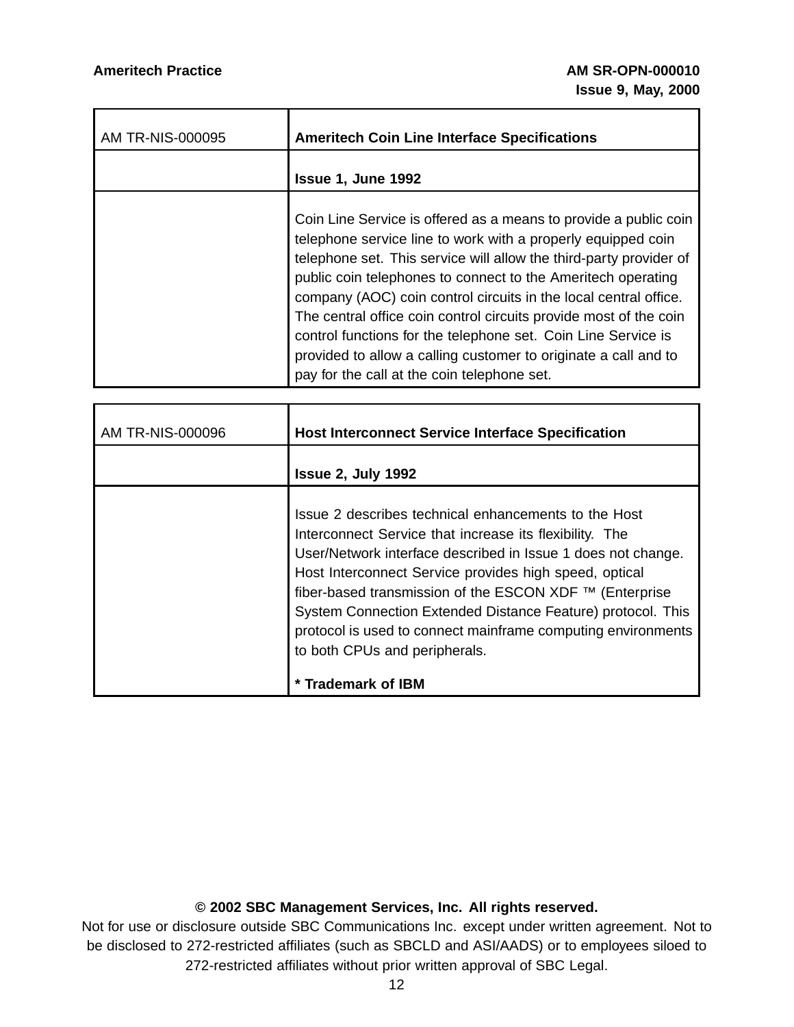| | |
|---|---|
| AM TR-NIS-000095 | **Ameritech Coin Line Interface Specifications** |
| | **Issue 1, June 1992** |
| | Coin Line Service is offered as a means to provide a public coin telephone service line to work with a properly equipped coin telephone set. This service will allow the third-party provider of public coin telephones to connect to the Ameritech operating company (AOC) coin control circuits in the local central office. The central office coin control circuits provide most of the coin control functions for the telephone set. Coin Line Service is provided to allow a calling customer to originate a call and to pay for the call at the coin telephone set. |

| | |
|---|---|
| AM TR-NIS-000096 | **Host Interconnect Service Interface Specification** |
| | **Issue 2, July 1992** |
| | Issue 2 describes technical enhancements to the Host Interconnect Service that increase its flexibility. The User/Network interface described in Issue 1 does not change. Host Interconnect Service provides high speed, optical fiber-based transmission of the ESCON XDF ™ (Enterprise System Connection Extended Distance Feature) protocol. This protocol is used to connect mainframe computing environments to both CPUs and peripherals.<br><br>**\* Trademark of IBM** |

**© 2002 SBC Management Services, Inc. All rights reserved.**

Not for use or disclosure outside SBC Communications Inc. except under written agreement. Not to be disclosed to 272-restricted affiliates (such as SBCLD and ASI/AADS) or to employees siloed to 272-restricted affiliates without prior written approval of SBC Legal.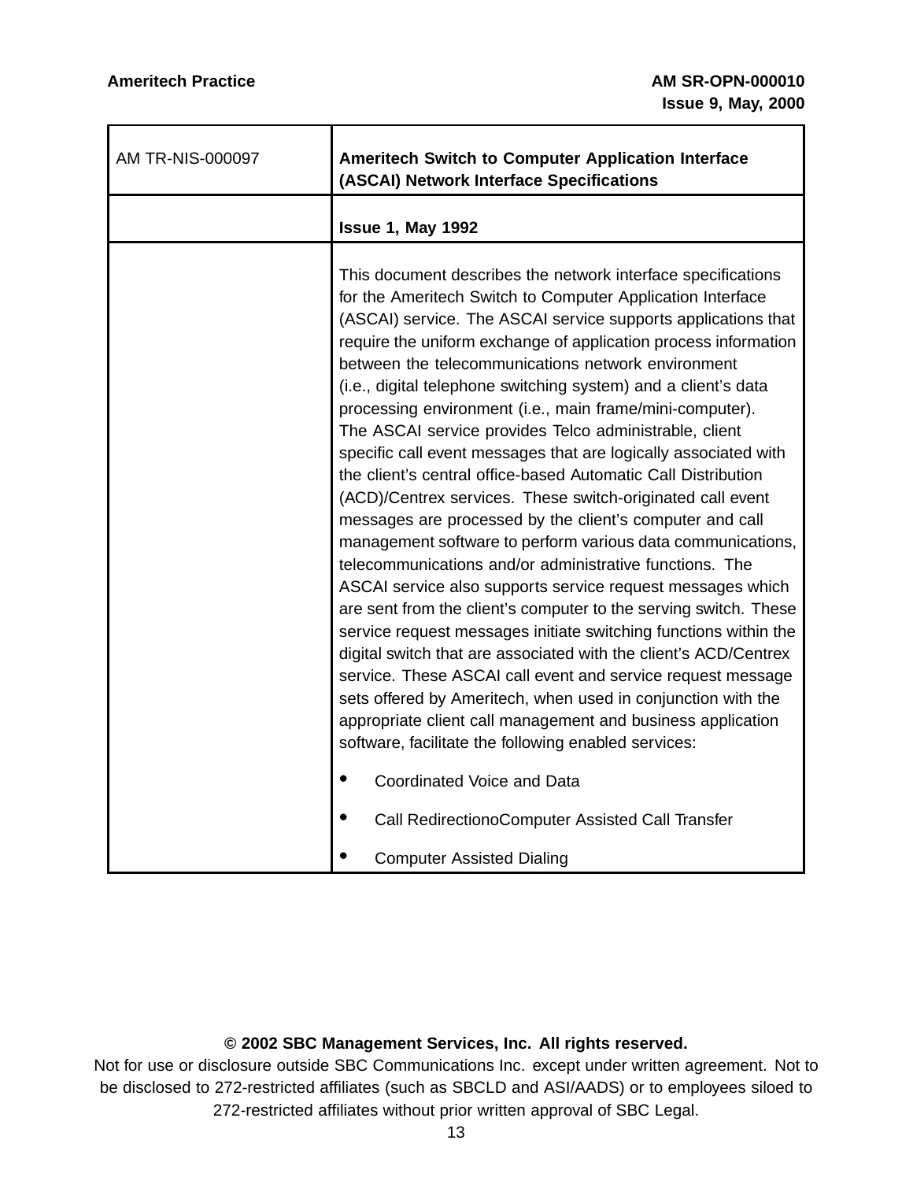| | |
|---|---|
| AM TR-NIS-000097 | **Ameritech Switch to Computer Application Interface (ASCAI) Network Interface Specifications** |
| | **Issue 1, May 1992** |
| | This document describes the network interface specifications for the Ameritech Switch to Computer Application Interface (ASCAI) service. The ASCAI service supports applications that require the uniform exchange of application process information between the telecommunications network environment (i.e., digital telephone switching system) and a client's data processing environment (i.e., main frame/mini-computer). The ASCAI service provides Telco administrable, client specific call event messages that are logically associated with the client's central office-based Automatic Call Distribution (ACD)/Centrex services. These switch-originated call event messages are processed by the client's computer and call management software to perform various data communications, telecommunications and/or administrative functions. The ASCAI service also supports service request messages which are sent from the client's computer to the serving switch. These service request messages initiate switching functions within the digital switch that are associated with the client's ACD/Centrex service. These ASCAI call event and service request message sets offered by Ameritech, when used in conjunction with the appropriate client call management and business application software, facilitate the following enabled services: <br>• Coordinated Voice and Data <br>• Call RedirectionoComputer Assisted Call Transfer <br>• Computer Assisted Dialing |

**© 2002 SBC Management Services, Inc. All rights reserved.**

Not for use or disclosure outside SBC Communications Inc. except under written agreement. Not to be disclosed to 272-restricted affiliates (such as SBCLD and ASI/AADS) or to employees siloed to 272-restricted affiliates without prior written approval of SBC Legal.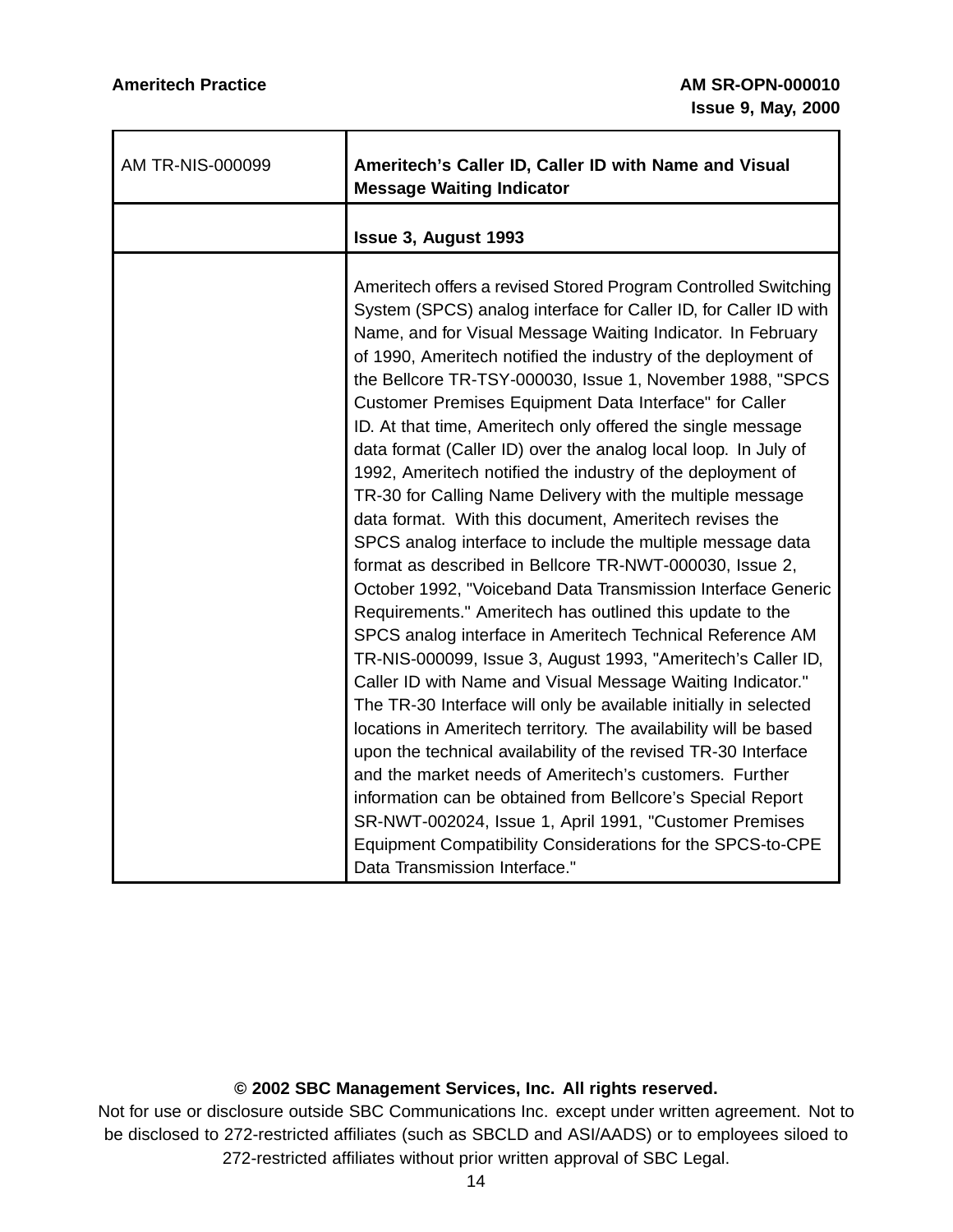| | |
|---|---|
| AM TR-NIS-000099 | **Ameritech's Caller ID, Caller ID with Name and Visual Message Waiting Indicator** |
| | **Issue 3, August 1993** |
| | Ameritech offers a revised Stored Program Controlled Switching System (SPCS) analog interface for Caller ID, for Caller ID with Name, and for Visual Message Waiting Indicator. In February of 1990, Ameritech notified the industry of the deployment of the Bellcore TR-TSY-000030, Issue 1, November 1988, "SPCS Customer Premises Equipment Data Interface" for Caller ID. At that time, Ameritech only offered the single message data format (Caller ID) over the analog local loop. In July of 1992, Ameritech notified the industry of the deployment of TR-30 for Calling Name Delivery with the multiple message data format. With this document, Ameritech revises the SPCS analog interface to include the multiple message data format as described in Bellcore TR-NWT-000030, Issue 2, October 1992, "Voiceband Data Transmission Interface Generic Requirements." Ameritech has outlined this update to the SPCS analog interface in Ameritech Technical Reference AM TR-NIS-000099, Issue 3, August 1993, "Ameritech's Caller ID, Caller ID with Name and Visual Message Waiting Indicator." The TR-30 Interface will only be available initially in selected locations in Ameritech territory. The availability will be based upon the technical availability of the revised TR-30 Interface and the market needs of Ameritech's customers. Further information can be obtained from Bellcore's Special Report SR-NWT-002024, Issue 1, April 1991, "Customer Premises Equipment Compatibility Considerations for the SPCS-to-CPE Data Transmission Interface." |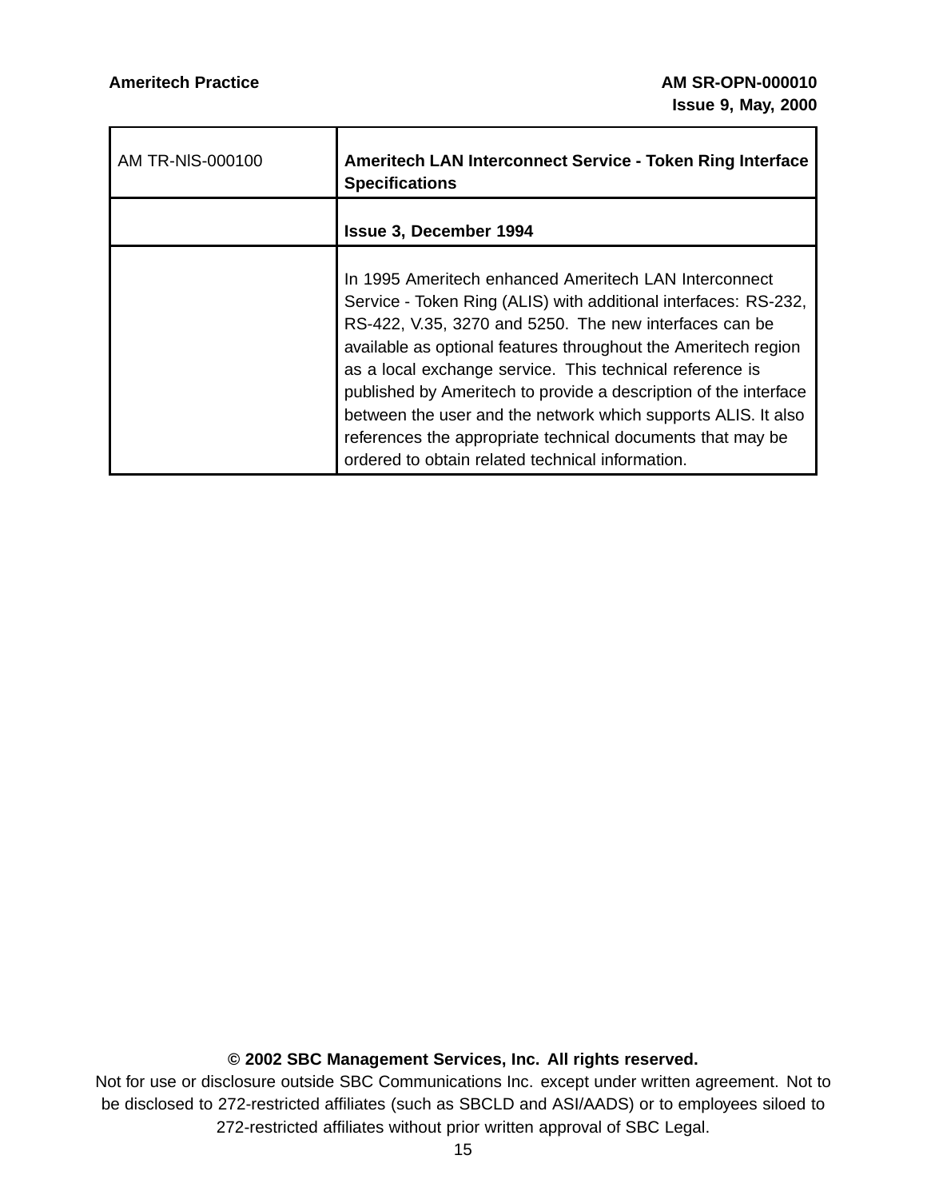| | |
|---|---|
| AM TR-NIS-000100 | **Ameritech LAN Interconnect Service - Token Ring Interface Specifications** |
| | **Issue 3, December 1994** |
| | In 1995 Ameritech enhanced Ameritech LAN Interconnect Service - Token Ring (ALIS) with additional interfaces: RS-232, RS-422, V.35, 3270 and 5250. The new interfaces can be available as optional features throughout the Ameritech region as a local exchange service. This technical reference is published by Ameritech to provide a description of the interface between the user and the network which supports ALIS. It also references the appropriate technical documents that may be ordered to obtain related technical information. |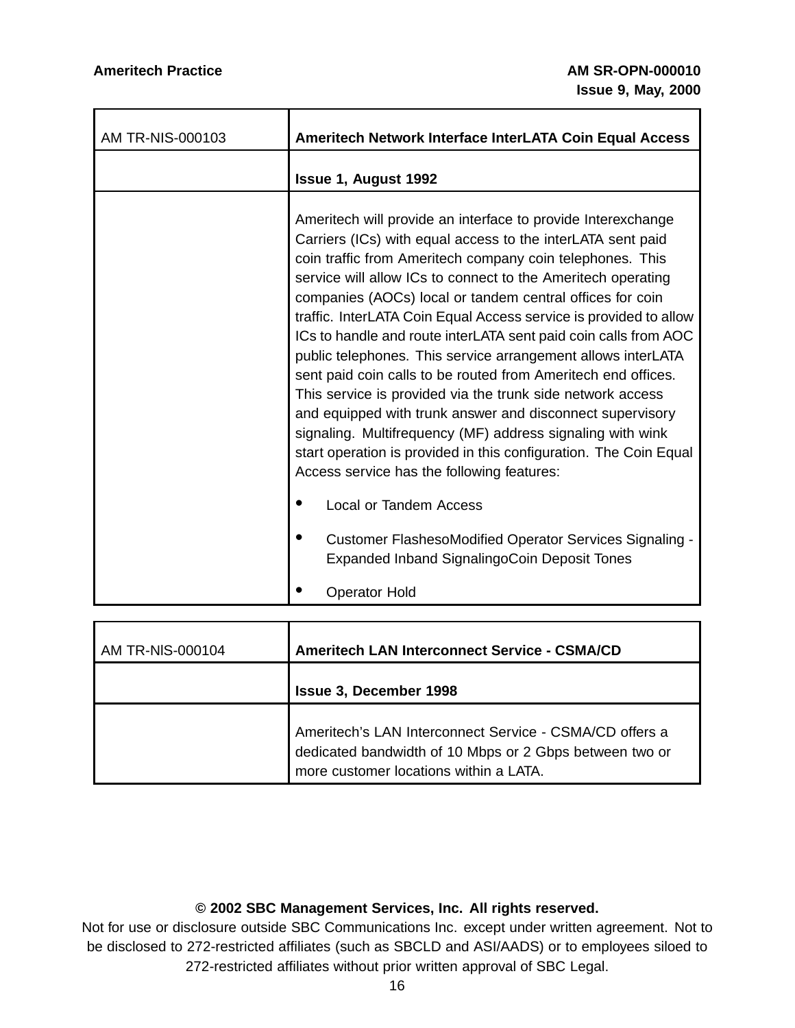| | |
|---|---|
| AM TR-NIS-000103 | **Ameritech Network Interface InterLATA Coin Equal Access** |
| | **Issue 1, August 1992** |
| | Ameritech will provide an interface to provide Interexchange Carriers (ICs) with equal access to the interLATA sent paid coin traffic from Ameritech company coin telephones. This service will allow ICs to connect to the Ameritech operating companies (AOCs) local or tandem central offices for coin traffic. InterLATA Coin Equal Access service is provided to allow ICs to handle and route interLATA sent paid coin calls from AOC public telephones. This service arrangement allows interLATA sent paid coin calls to be routed from Ameritech end offices. This service is provided via the trunk side network access and equipped with trunk answer and disconnect supervisory signaling. Multifrequency (MF) address signaling with wink start operation is provided in this configuration. The Coin Equal Access service has the following features:<br>• Local or Tandem Access<br>• Customer FlashesoModified Operator Services Signaling - Expanded Inband SignalingoCoin Deposit Tones<br>• Operator Hold |

| | |
|---|---|
| AM TR-NIS-000104 | **Ameritech LAN Interconnect Service - CSMA/CD** |
| | **Issue 3, December 1998** |
| | Ameritech's LAN Interconnect Service - CSMA/CD offers a dedicated bandwidth of 10 Mbps or 2 Gbps between two or more customer locations within a LATA. |

**© 2002 SBC Management Services, Inc. All rights reserved.**

Not for use or disclosure outside SBC Communications Inc. except under written agreement. Not to be disclosed to 272-restricted affiliates (such as SBCLD and ASI/AADS) or to employees siloed to 272-restricted affiliates without prior written approval of SBC Legal.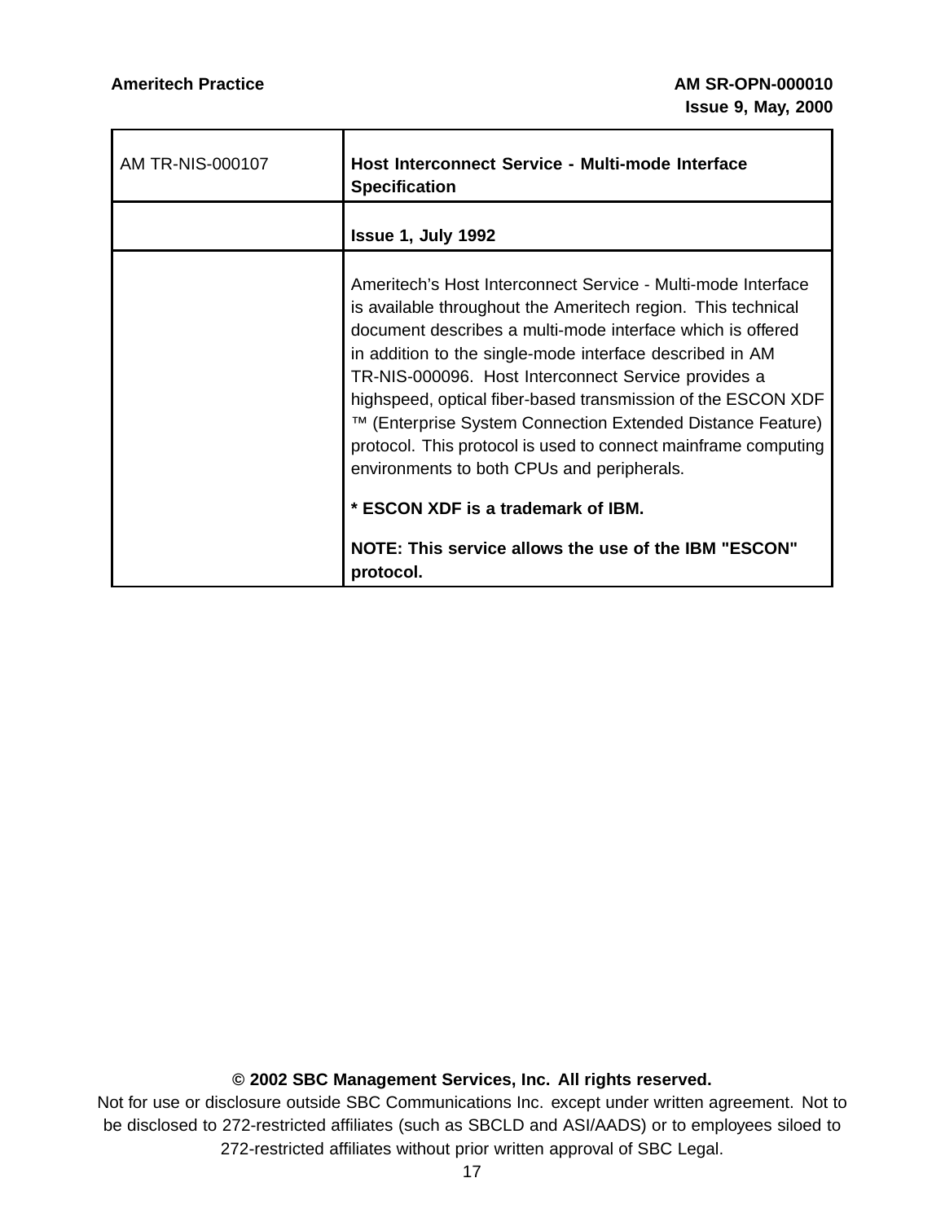| AM TR-NIS-000107 | **Host Interconnect Service - Multi-mode Interface Specification** |
|---|---|
| | **Issue 1, July 1992** |
| | Ameritech's Host Interconnect Service - Multi-mode Interface is available throughout the Ameritech region. This technical document describes a multi-mode interface which is offered in addition to the single-mode interface described in AM TR-NIS-000096. Host Interconnect Service provides a highspeed, optical fiber-based transmission of the ESCON XDF ™ (Enterprise System Connection Extended Distance Feature) protocol. This protocol is used to connect mainframe computing environments to both CPUs and peripherals.<br><br>**\* ESCON XDF is a trademark of IBM.**<br><br>**NOTE: This service allows the use of the IBM "ESCON" protocol.** |

**© 2002 SBC Management Services, Inc. All rights reserved.**

Not for use or disclosure outside SBC Communications Inc. except under written agreement. Not to be disclosed to 272-restricted affiliates (such as SBCLD and ASI/AADS) or to employees siloed to 272-restricted affiliates without prior written approval of SBC Legal.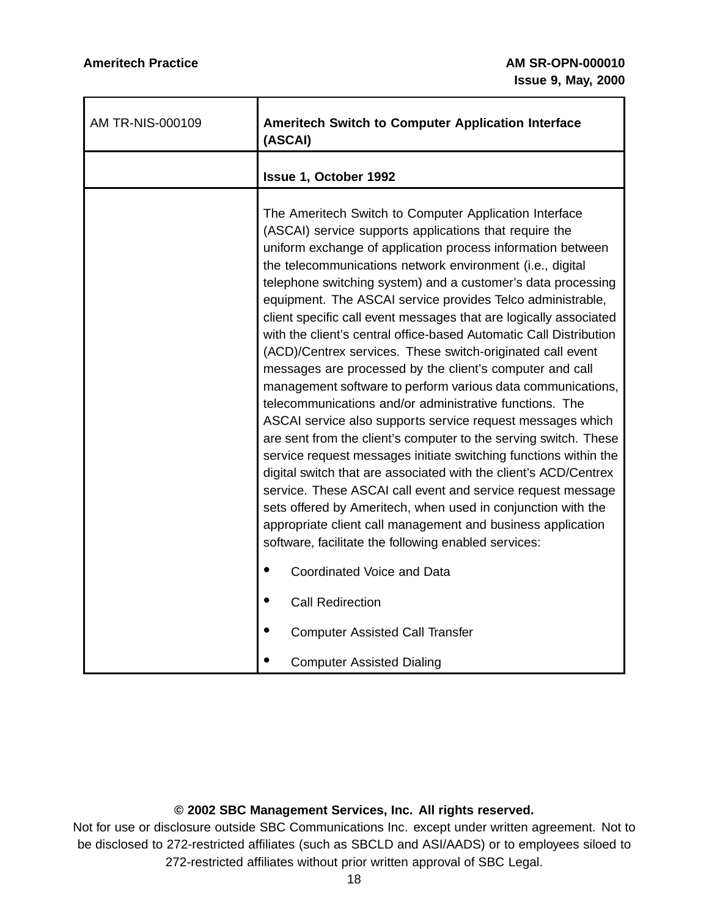| | |
|---|---|
| AM TR-NIS-000109 | **Ameritech Switch to Computer Application Interface (ASCAI)** |
| | **Issue 1, October 1992** |
| | The Ameritech Switch to Computer Application Interface (ASCAI) service supports applications that require the uniform exchange of application process information between the telecommunications network environment (i.e., digital telephone switching system) and a customer's data processing equipment. The ASCAI service provides Telco administrable, client specific call event messages that are logically associated with the client's central office-based Automatic Call Distribution (ACD)/Centrex services. These switch-originated call event messages are processed by the client's computer and call management software to perform various data communications, telecommunications and/or administrative functions. The ASCAI service also supports service request messages which are sent from the client's computer to the serving switch. These service request messages initiate switching functions within the digital switch that are associated with the client's ACD/Centrex service. These ASCAI call event and service request message sets offered by Ameritech, when used in conjunction with the appropriate client call management and business application software, facilitate the following enabled services: <br>• Coordinated Voice and Data <br>• Call Redirection <br>• Computer Assisted Call Transfer <br>• Computer Assisted Dialing |

**© 2002 SBC Management Services, Inc. All rights reserved.**

Not for use or disclosure outside SBC Communications Inc. except under written agreement. Not to be disclosed to 272-restricted affiliates (such as SBCLD and ASI/AADS) or to employees siloed to 272-restricted affiliates without prior written approval of SBC Legal.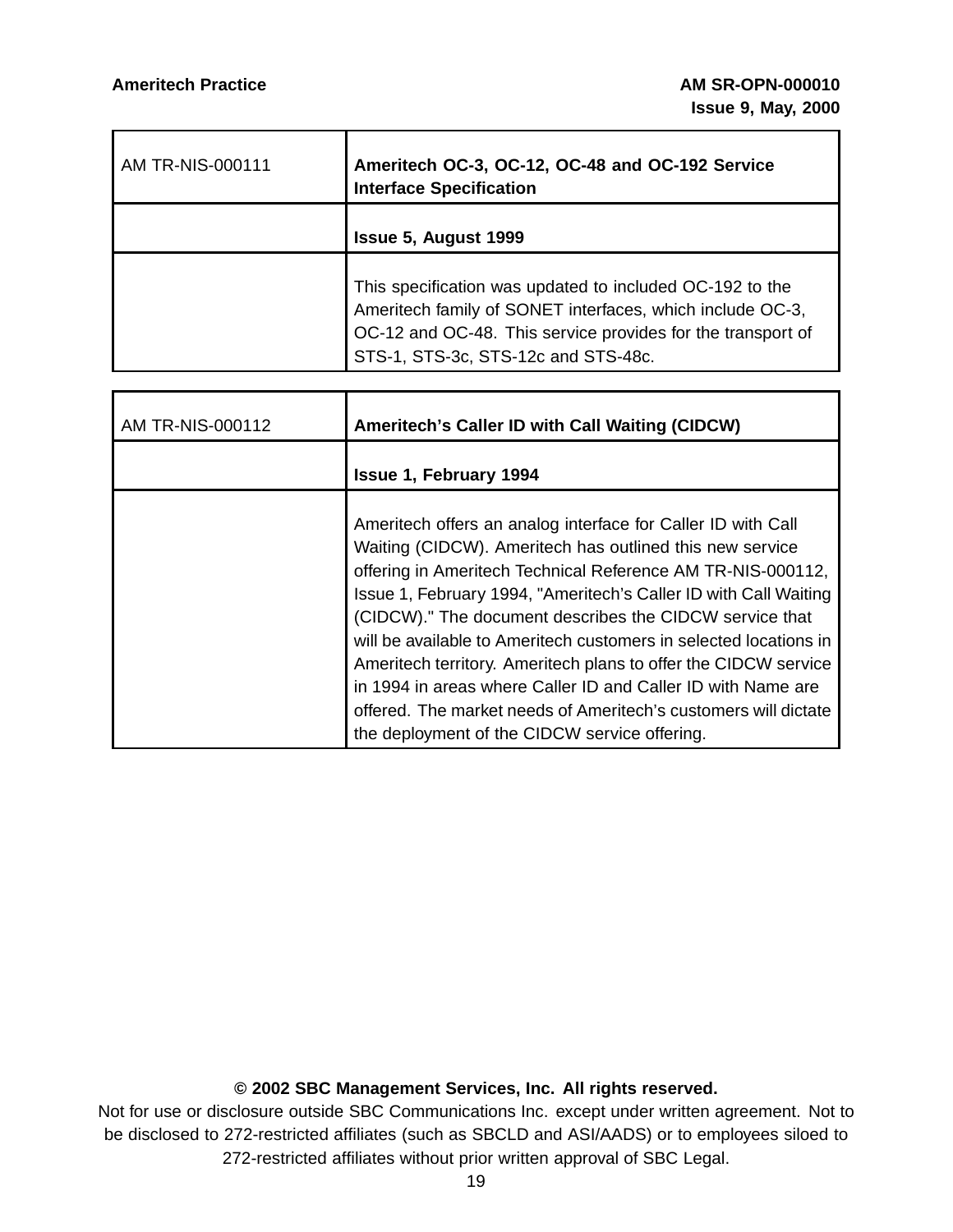| AM TR-NIS-000111 | **Ameritech OC-3, OC-12, OC-48 and OC-192 Service Interface Specification** |
|---|---|
| | **Issue 5, August 1999** |
| | This specification was updated to included OC-192 to the Ameritech family of SONET interfaces, which include OC-3, OC-12 and OC-48. This service provides for the transport of STS-1, STS-3c, STS-12c and STS-48c. |

| AM TR-NIS-000112 | **Ameritech's Caller ID with Call Waiting (CIDCW)** |
|---|---|
| | **Issue 1, February 1994** |
| | Ameritech offers an analog interface for Caller ID with Call Waiting (CIDCW). Ameritech has outlined this new service offering in Ameritech Technical Reference AM TR-NIS-000112, Issue 1, February 1994, "Ameritech's Caller ID with Call Waiting (CIDCW)." The document describes the CIDCW service that will be available to Ameritech customers in selected locations in Ameritech territory. Ameritech plans to offer the CIDCW service in 1994 in areas where Caller ID and Caller ID with Name are offered. The market needs of Ameritech's customers will dictate the deployment of the CIDCW service offering. |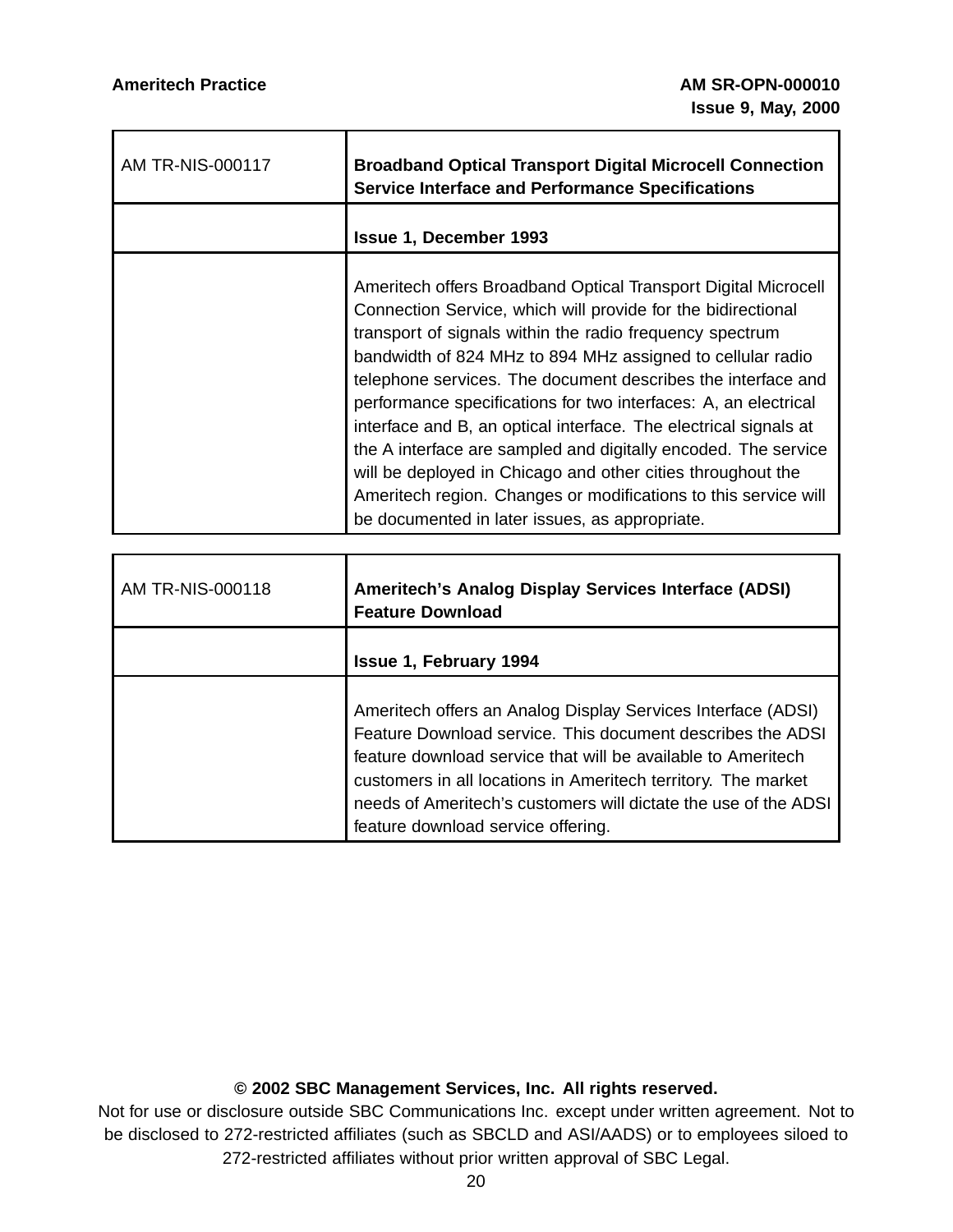| | |
|---|---|
| AM TR-NIS-000117 | **Broadband Optical Transport Digital Microcell Connection Service Interface and Performance Specifications** |
| | **Issue 1, December 1993** |
| | Ameritech offers Broadband Optical Transport Digital Microcell Connection Service, which will provide for the bidirectional transport of signals within the radio frequency spectrum bandwidth of 824 MHz to 894 MHz assigned to cellular radio telephone services. The document describes the interface and performance specifications for two interfaces: A, an electrical interface and B, an optical interface. The electrical signals at the A interface are sampled and digitally encoded. The service will be deployed in Chicago and other cities throughout the Ameritech region. Changes or modifications to this service will be documented in later issues, as appropriate. |

| | |
|---|---|
| AM TR-NIS-000118 | **Ameritech's Analog Display Services Interface (ADSI) Feature Download** |
| | **Issue 1, February 1994** |
| | Ameritech offers an Analog Display Services Interface (ADSI) Feature Download service. This document describes the ADSI feature download service that will be available to Ameritech customers in all locations in Ameritech territory. The market needs of Ameritech's customers will dictate the use of the ADSI feature download service offering. |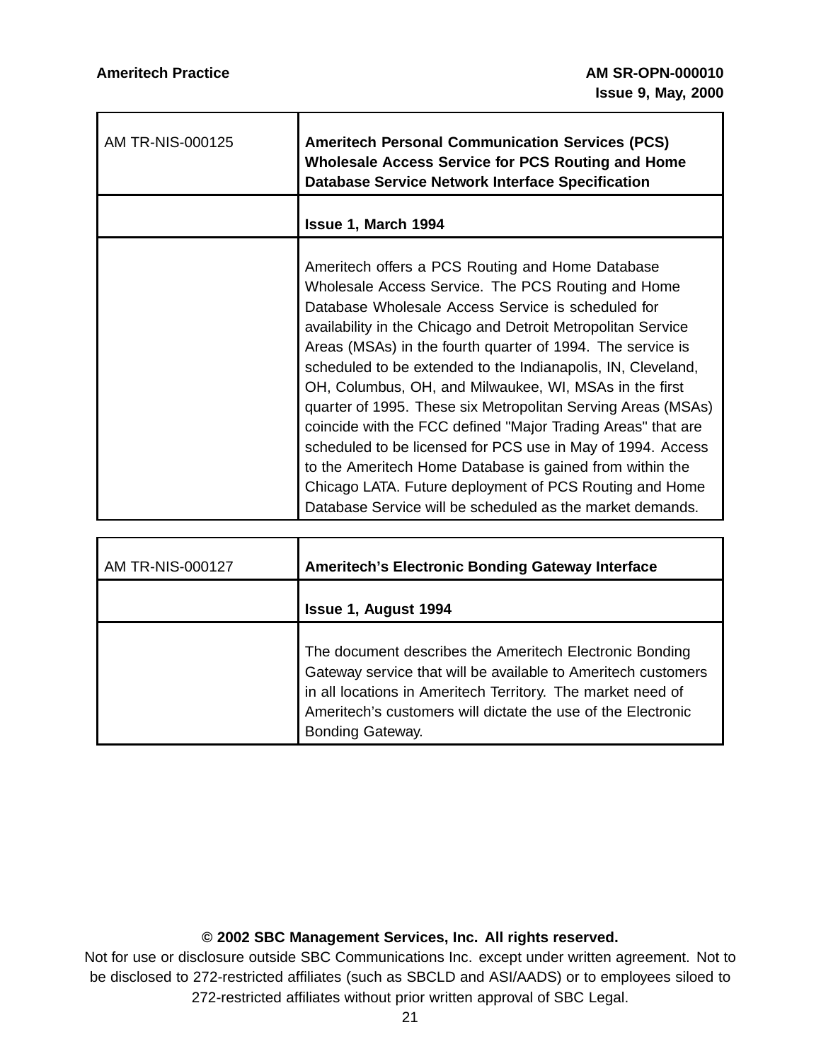| AM TR-NIS-000125 | **Ameritech Personal Communication Services (PCS) Wholesale Access Service for PCS Routing and Home Database Service Network Interface Specification** |
|---|---|
| | **Issue 1, March 1994** |
| | Ameritech offers a PCS Routing and Home Database Wholesale Access Service. The PCS Routing and Home Database Wholesale Access Service is scheduled for availability in the Chicago and Detroit Metropolitan Service Areas (MSAs) in the fourth quarter of 1994. The service is scheduled to be extended to the Indianapolis, IN, Cleveland, OH, Columbus, OH, and Milwaukee, WI, MSAs in the first quarter of 1995. These six Metropolitan Serving Areas (MSAs) coincide with the FCC defined "Major Trading Areas" that are scheduled to be licensed for PCS use in May of 1994. Access to the Ameritech Home Database is gained from within the Chicago LATA. Future deployment of PCS Routing and Home Database Service will be scheduled as the market demands. |

| AM TR-NIS-000127 | **Ameritech's Electronic Bonding Gateway Interface** |
|---|---|
| | **Issue 1, August 1994** |
| | The document describes the Ameritech Electronic Bonding Gateway service that will be available to Ameritech customers in all locations in Ameritech Territory. The market need of Ameritech's customers will dictate the use of the Electronic Bonding Gateway. |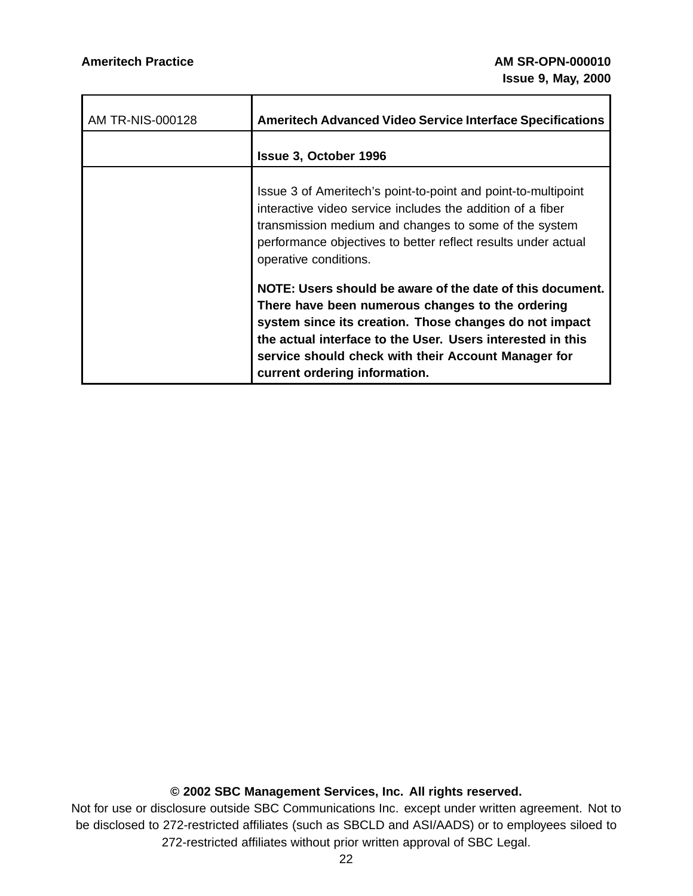| AM TR-NIS-000128 | **Ameritech Advanced Video Service Interface Specifications** |
| --- | --- |
| | **Issue 3, October 1996** |
| | Issue 3 of Ameritech's point-to-point and point-to-multipoint interactive video service includes the addition of a fiber transmission medium and changes to some of the system performance objectives to better reflect results under actual operative conditions.<br><br>**NOTE: Users should be aware of the date of this document. There have been numerous changes to the ordering system since its creation. Those changes do not impact the actual interface to the User. Users interested in this service should check with their Account Manager for current ordering information.** |

**© 2002 SBC Management Services, Inc. All rights reserved.**

Not for use or disclosure outside SBC Communications Inc. except under written agreement. Not to be disclosed to 272-restricted affiliates (such as SBCLD and ASI/AADS) or to employees siloed to 272-restricted affiliates without prior written approval of SBC Legal.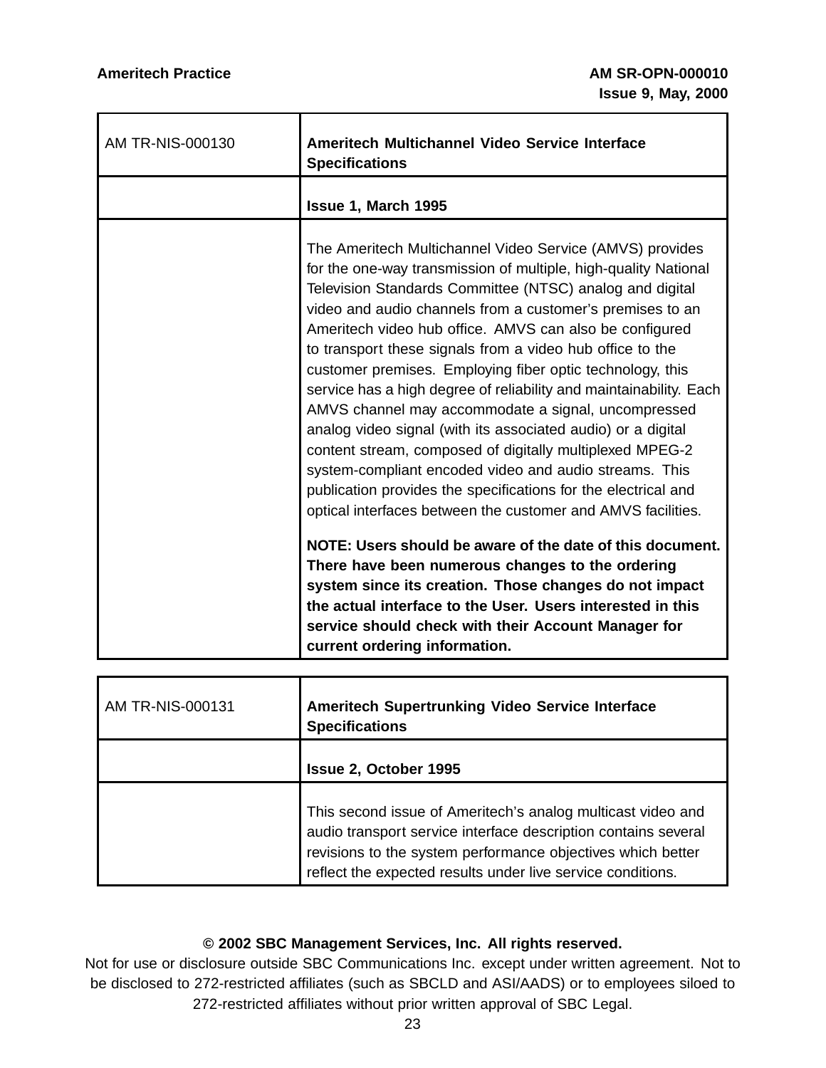| | |
|---|---|
| AM TR-NIS-000130 | **Ameritech Multichannel Video Service Interface Specifications** |
| | **Issue 1, March 1995** |
| | The Ameritech Multichannel Video Service (AMVS) provides for the one-way transmission of multiple, high-quality National Television Standards Committee (NTSC) analog and digital video and audio channels from a customer's premises to an Ameritech video hub office. AMVS can also be configured to transport these signals from a video hub office to the customer premises. Employing fiber optic technology, this service has a high degree of reliability and maintainability. Each AMVS channel may accommodate a signal, uncompressed analog video signal (with its associated audio) or a digital content stream, composed of digitally multiplexed MPEG-2 system-compliant encoded video and audio streams. This publication provides the specifications for the electrical and optical interfaces between the customer and AMVS facilities.<br><br>**NOTE: Users should be aware of the date of this document. There have been numerous changes to the ordering system since its creation. Those changes do not impact the actual interface to the User. Users interested in this service should check with their Account Manager for current ordering information.** |

| | |
|---|---|
| AM TR-NIS-000131 | **Ameritech Supertrunking Video Service Interface Specifications** |
| | **Issue 2, October 1995** |
| | This second issue of Ameritech's analog multicast video and audio transport service interface description contains several revisions to the system performance objectives which better reflect the expected results under live service conditions. |

**© 2002 SBC Management Services, Inc. All rights reserved.**
Not for use or disclosure outside SBC Communications Inc. except under written agreement. Not to be disclosed to 272-restricted affiliates (such as SBCLD and ASI/AADS) or to employees siloed to 272-restricted affiliates without prior written approval of SBC Legal.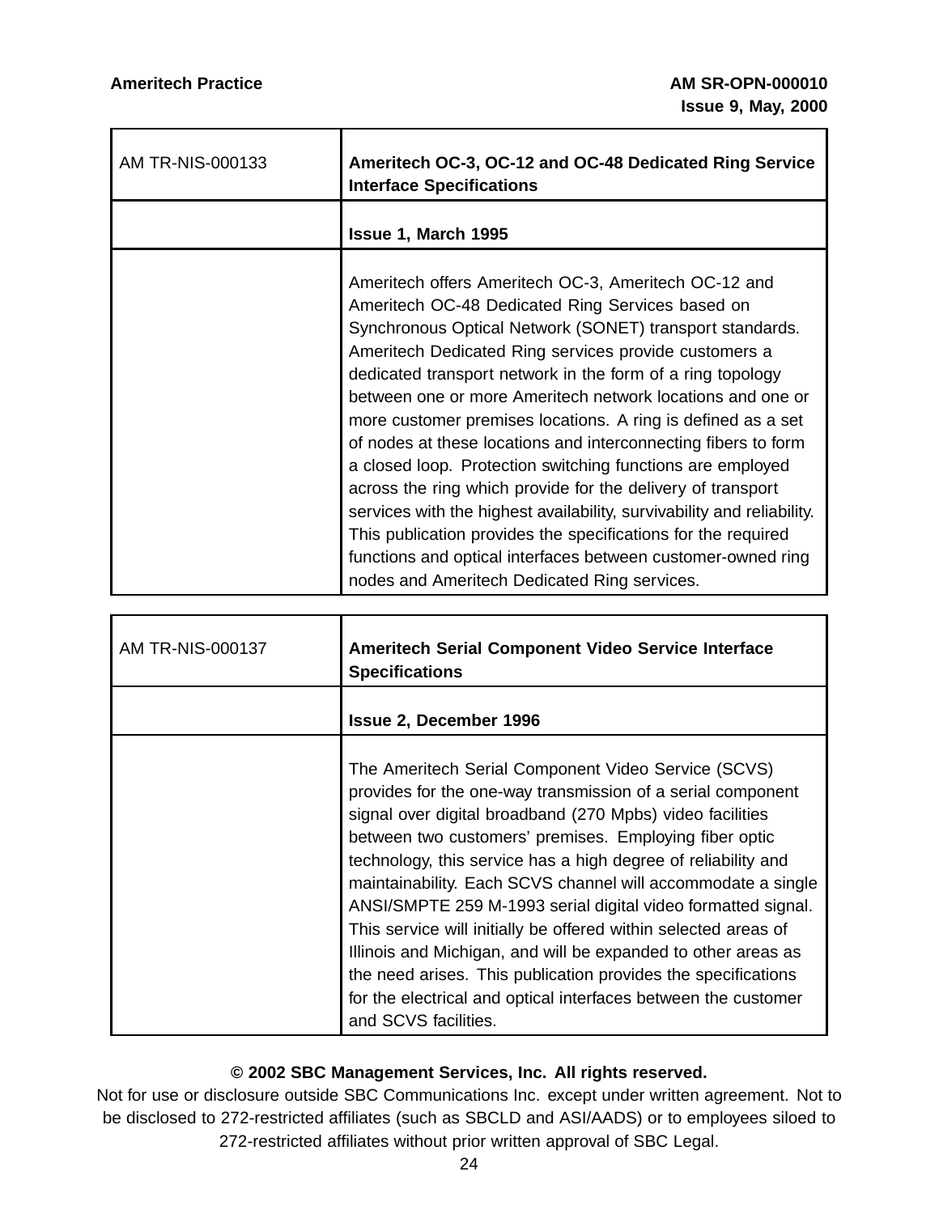| | |
|---|---|
| AM TR-NIS-000133 | **Ameritech OC-3, OC-12 and OC-48 Dedicated Ring Service Interface Specifications** |
| | **Issue 1, March 1995** |
| | Ameritech offers Ameritech OC-3, Ameritech OC-12 and Ameritech OC-48 Dedicated Ring Services based on Synchronous Optical Network (SONET) transport standards. Ameritech Dedicated Ring services provide customers a dedicated transport network in the form of a ring topology between one or more Ameritech network locations and one or more customer premises locations. A ring is defined as a set of nodes at these locations and interconnecting fibers to form a closed loop. Protection switching functions are employed across the ring which provide for the delivery of transport services with the highest availability, survivability and reliability. This publication provides the specifications for the required functions and optical interfaces between customer-owned ring nodes and Ameritech Dedicated Ring services. |

| | |
|---|---|
| AM TR-NIS-000137 | **Ameritech Serial Component Video Service Interface Specifications** |
| | **Issue 2, December 1996** |
| | The Ameritech Serial Component Video Service (SCVS) provides for the one-way transmission of a serial component signal over digital broadband (270 Mpbs) video facilities between two customers' premises. Employing fiber optic technology, this service has a high degree of reliability and maintainability. Each SCVS channel will accommodate a single ANSI/SMPTE 259 M-1993 serial digital video formatted signal. This service will initially be offered within selected areas of Illinois and Michigan, and will be expanded to other areas as the need arises. This publication provides the specifications for the electrical and optical interfaces between the customer and SCVS facilities. |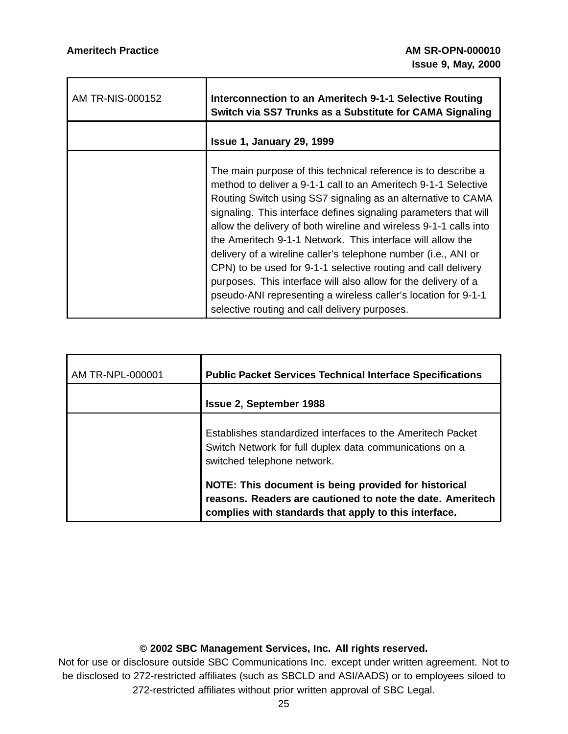| | |
|---|---|
| AM TR-NIS-000152 | **Interconnection to an Ameritech 9-1-1 Selective Routing Switch via SS7 Trunks as a Substitute for CAMA Signaling** |
| | **Issue 1, January 29, 1999** |
| | The main purpose of this technical reference is to describe a method to deliver a 9-1-1 call to an Ameritech 9-1-1 Selective Routing Switch using SS7 signaling as an alternative to CAMA signaling. This interface defines signaling parameters that will allow the delivery of both wireline and wireless 9-1-1 calls into the Ameritech 9-1-1 Network. This interface will allow the delivery of a wireline caller's telephone number (i.e., ANI or CPN) to be used for 9-1-1 selective routing and call delivery purposes. This interface will also allow for the delivery of a pseudo-ANI representing a wireless caller's location for 9-1-1 selective routing and call delivery purposes. |

| | |
|---|---|
| AM TR-NPL-000001 | **Public Packet Services Technical Interface Specifications** |
| | **Issue 2, September 1988** |
| | Establishes standardized interfaces to the Ameritech Packet Switch Network for full duplex data communications on a switched telephone network.<br><br>**NOTE: This document is being provided for historical reasons. Readers are cautioned to note the date. Ameritech complies with standards that apply to this interface.** |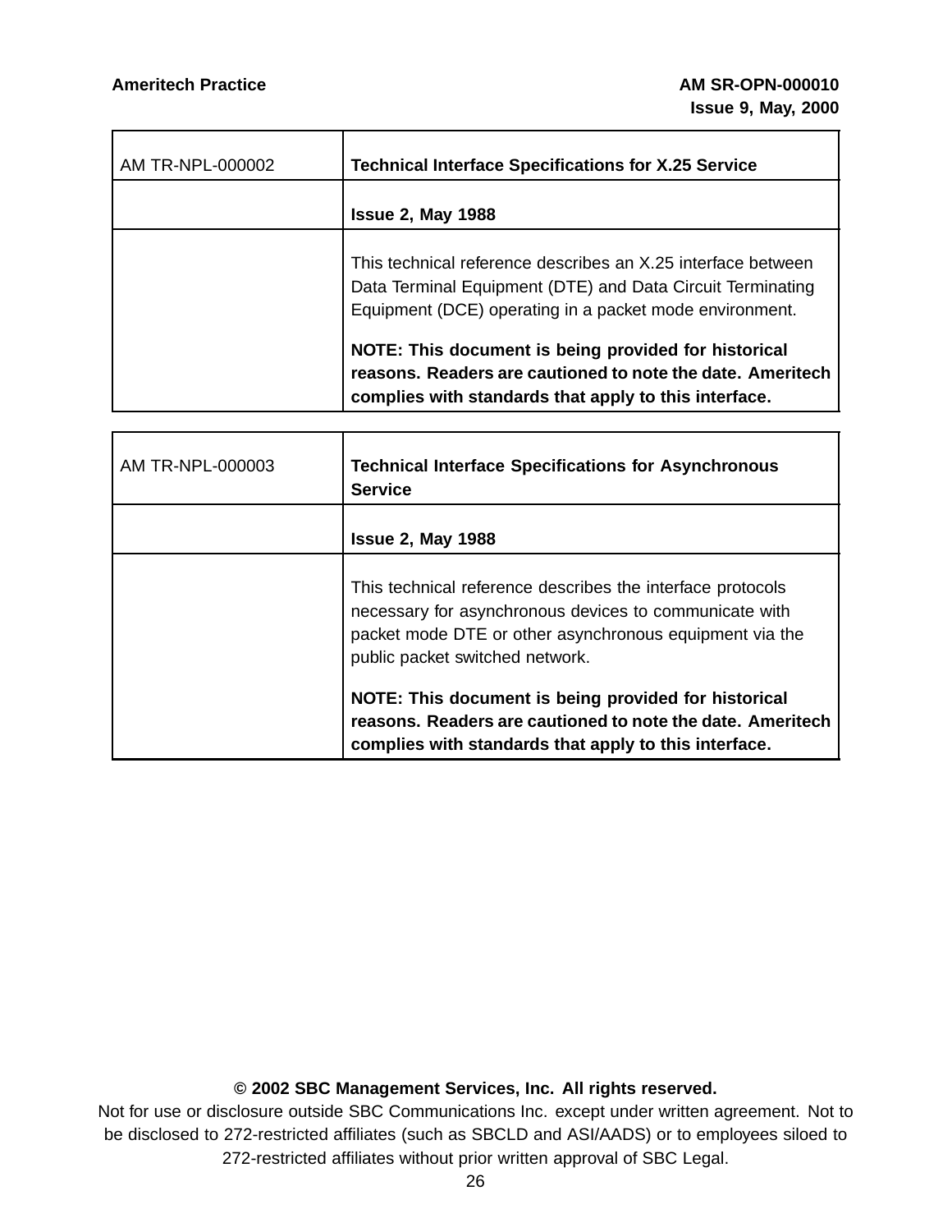| | |
|---|---|
| AM TR-NPL-000002 | **Technical Interface Specifications for X.25 Service** |
| | **Issue 2, May 1988** |
| | This technical reference describes an X.25 interface between Data Terminal Equipment (DTE) and Data Circuit Terminating Equipment (DCE) operating in a packet mode environment.<br><br>**NOTE: This document is being provided for historical reasons. Readers are cautioned to note the date. Ameritech complies with standards that apply to this interface.** |

| | |
|---|---|
| AM TR-NPL-000003 | **Technical Interface Specifications for Asynchronous Service** |
| | **Issue 2, May 1988** |
| | This technical reference describes the interface protocols necessary for asynchronous devices to communicate with packet mode DTE or other asynchronous equipment via the public packet switched network.<br><br>**NOTE: This document is being provided for historical reasons. Readers are cautioned to note the date. Ameritech complies with standards that apply to this interface.** |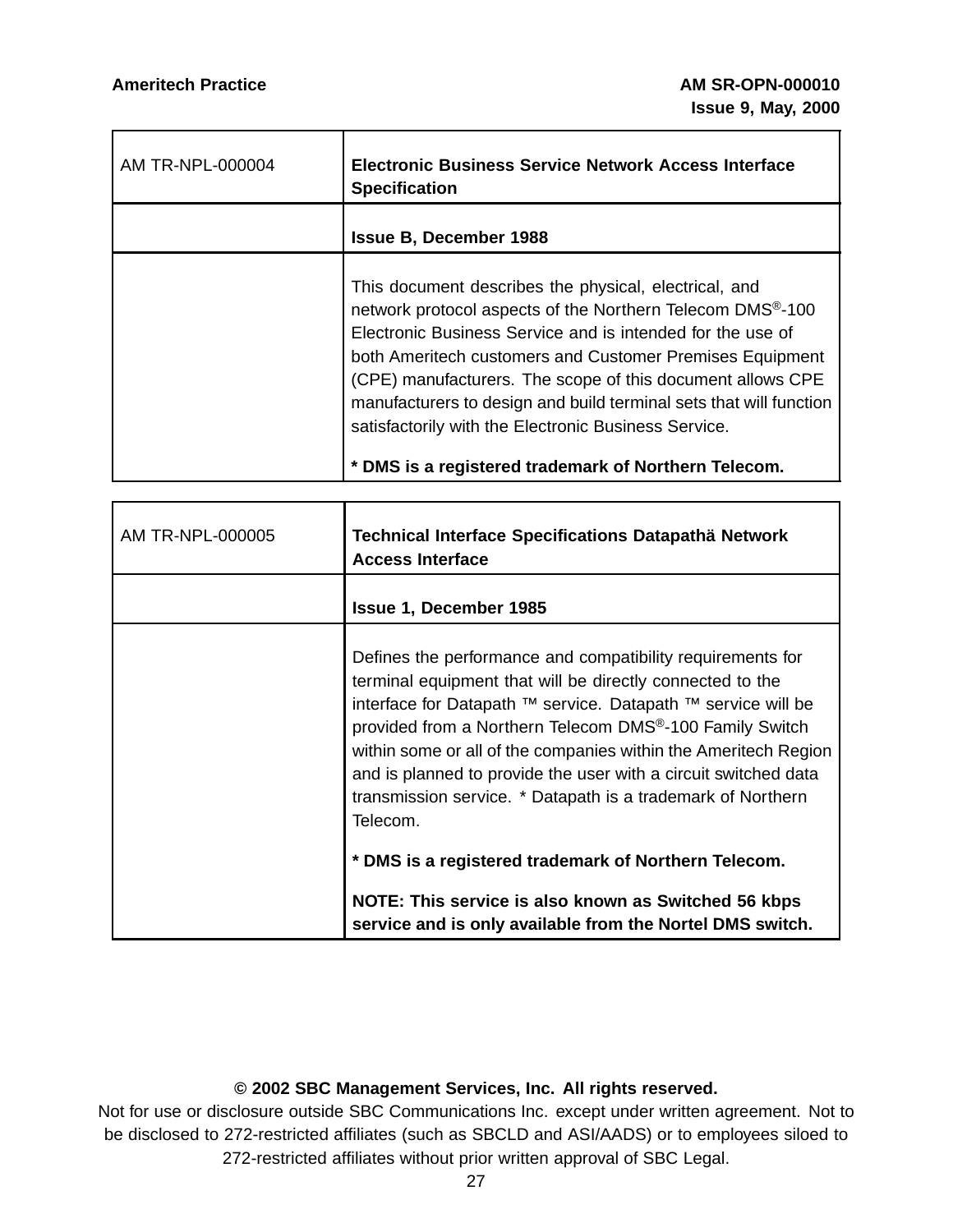| | |
|---|---|
| AM TR-NPL-000004 | **Electronic Business Service Network Access Interface Specification** |
| | **Issue B, December 1988** |
| | This document describes the physical, electrical, and network protocol aspects of the Northern Telecom DMS®-100 Electronic Business Service and is intended for the use of both Ameritech customers and Customer Premises Equipment (CPE) manufacturers. The scope of this document allows CPE manufacturers to design and build terminal sets that will function satisfactorily with the Electronic Business Service.<br><br>**\* DMS is a registered trademark of Northern Telecom.** |

| | |
|---|---|
| AM TR-NPL-000005 | **Technical Interface Specifications Datapathä Network Access Interface** |
| | **Issue 1, December 1985** |
| | Defines the performance and compatibility requirements for terminal equipment that will be directly connected to the interface for Datapath ™ service. Datapath ™ service will be provided from a Northern Telecom DMS®-100 Family Switch within some or all of the companies within the Ameritech Region and is planned to provide the user with a circuit switched data transmission service. * Datapath is a trademark of Northern Telecom.<br><br>**\* DMS is a registered trademark of Northern Telecom.**<br><br>**NOTE: This service is also known as Switched 56 kbps service and is only available from the Nortel DMS switch.** |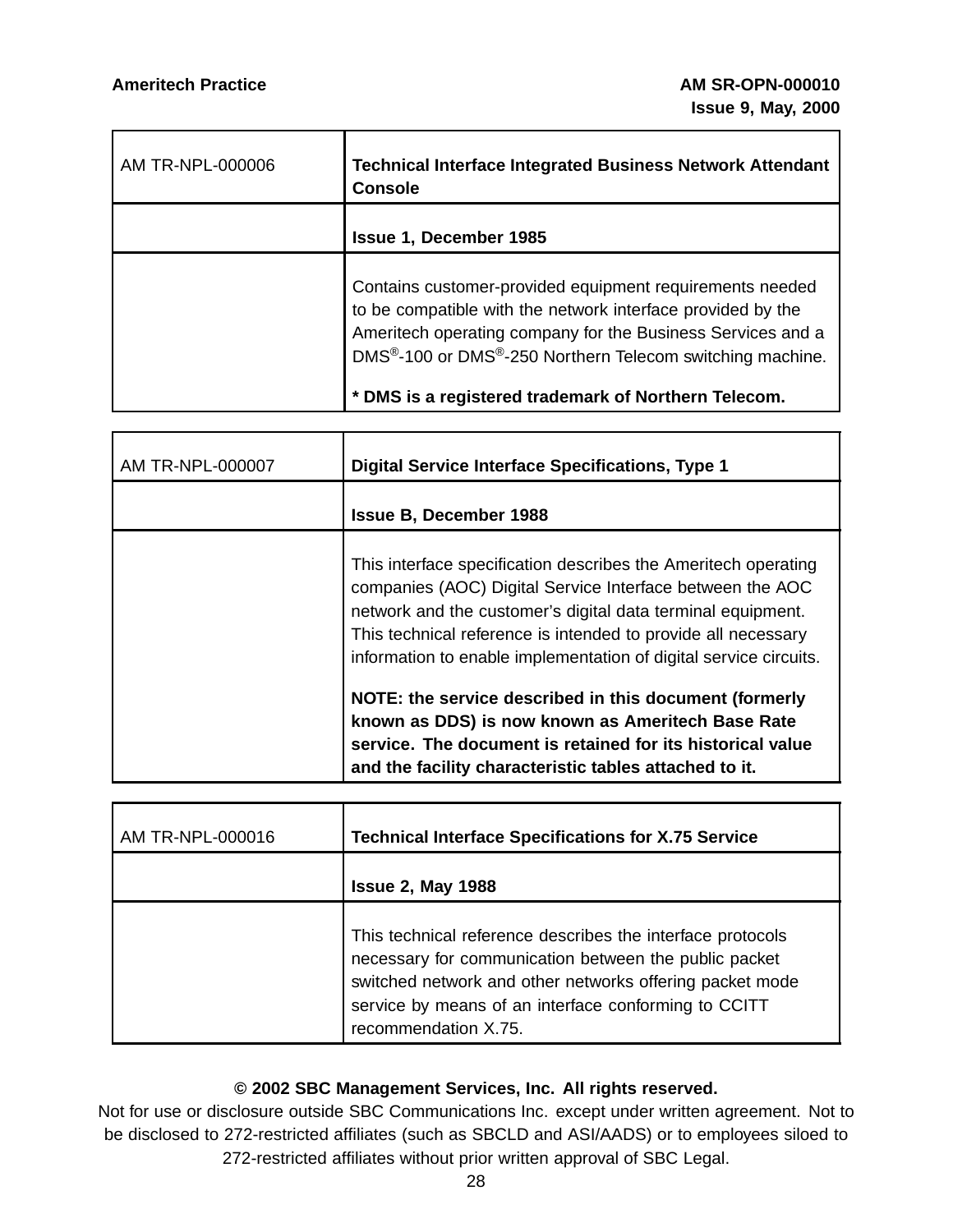| | |
|---|---|
| AM TR-NPL-000006 | **Technical Interface Integrated Business Network Attendant Console** |
| | **Issue 1, December 1985** |
| | Contains customer-provided equipment requirements needed to be compatible with the network interface provided by the Ameritech operating company for the Business Services and a DMS®-100 or DMS®-250 Northern Telecom switching machine.<br><br>**\* DMS is a registered trademark of Northern Telecom.** |

| | |
|---|---|
| AM TR-NPL-000007 | **Digital Service Interface Specifications, Type 1** |
| | **Issue B, December 1988** |
| | This interface specification describes the Ameritech operating companies (AOC) Digital Service Interface between the AOC network and the customer's digital data terminal equipment. This technical reference is intended to provide all necessary information to enable implementation of digital service circuits.<br><br>**NOTE: the service described in this document (formerly known as DDS) is now known as Ameritech Base Rate service. The document is retained for its historical value and the facility characteristic tables attached to it.** |

| | |
|---|---|
| AM TR-NPL-000016 | **Technical Interface Specifications for X.75 Service** |
| | **Issue 2, May 1988** |
| | This technical reference describes the interface protocols necessary for communication between the public packet switched network and other networks offering packet mode service by means of an interface conforming to CCITT recommendation X.75. |

**© 2002 SBC Management Services, Inc. All rights reserved.**
Not for use or disclosure outside SBC Communications Inc. except under written agreement. Not to be disclosed to 272-restricted affiliates (such as SBCLD and ASI/AADS) or to employees siloed to 272-restricted affiliates without prior written approval of SBC Legal.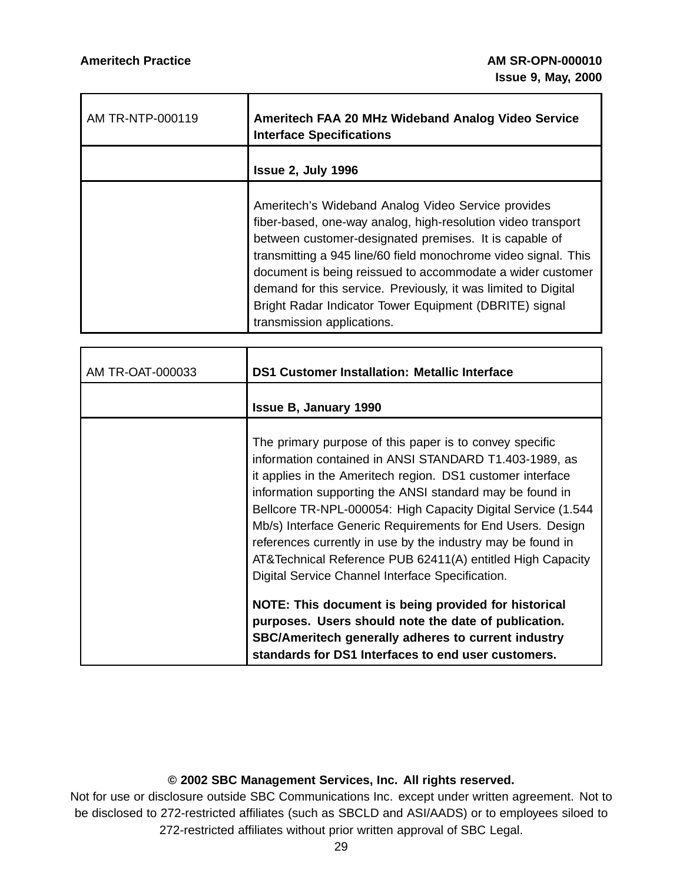| | |
|---|---|
| AM TR-NTP-000119 | **Ameritech FAA 20 MHz Wideband Analog Video Service Interface Specifications** |
| | **Issue 2, July 1996** |
| | Ameritech's Wideband Analog Video Service provides fiber-based, one-way analog, high-resolution video transport between customer-designated premises. It is capable of transmitting a 945 line/60 field monochrome video signal. This document is being reissued to accommodate a wider customer demand for this service. Previously, it was limited to Digital Bright Radar Indicator Tower Equipment (DBRITE) signal transmission applications. |

| | |
|---|---|
| AM TR-OAT-000033 | **DS1 Customer Installation: Metallic Interface** |
| | **Issue B, January 1990** |
| | The primary purpose of this paper is to convey specific information contained in ANSI STANDARD T1.403-1989, as it applies in the Ameritech region. DS1 customer interface information supporting the ANSI standard may be found in Bellcore TR-NPL-000054: High Capacity Digital Service (1.544 Mb/s) Interface Generic Requirements for End Users. Design references currently in use by the industry may be found in AT&Technical Reference PUB 62411(A) entitled High Capacity Digital Service Channel Interface Specification.<br><br>**NOTE: This document is being provided for historical purposes. Users should note the date of publication. SBC/Ameritech generally adheres to current industry standards for DS1 Interfaces to end user customers.** |

**© 2002 SBC Management Services, Inc. All rights reserved.**
Not for use or disclosure outside SBC Communications Inc. except under written agreement. Not to be disclosed to 272-restricted affiliates (such as SBCLD and ASI/AADS) or to employees siloed to 272-restricted affiliates without prior written approval of SBC Legal.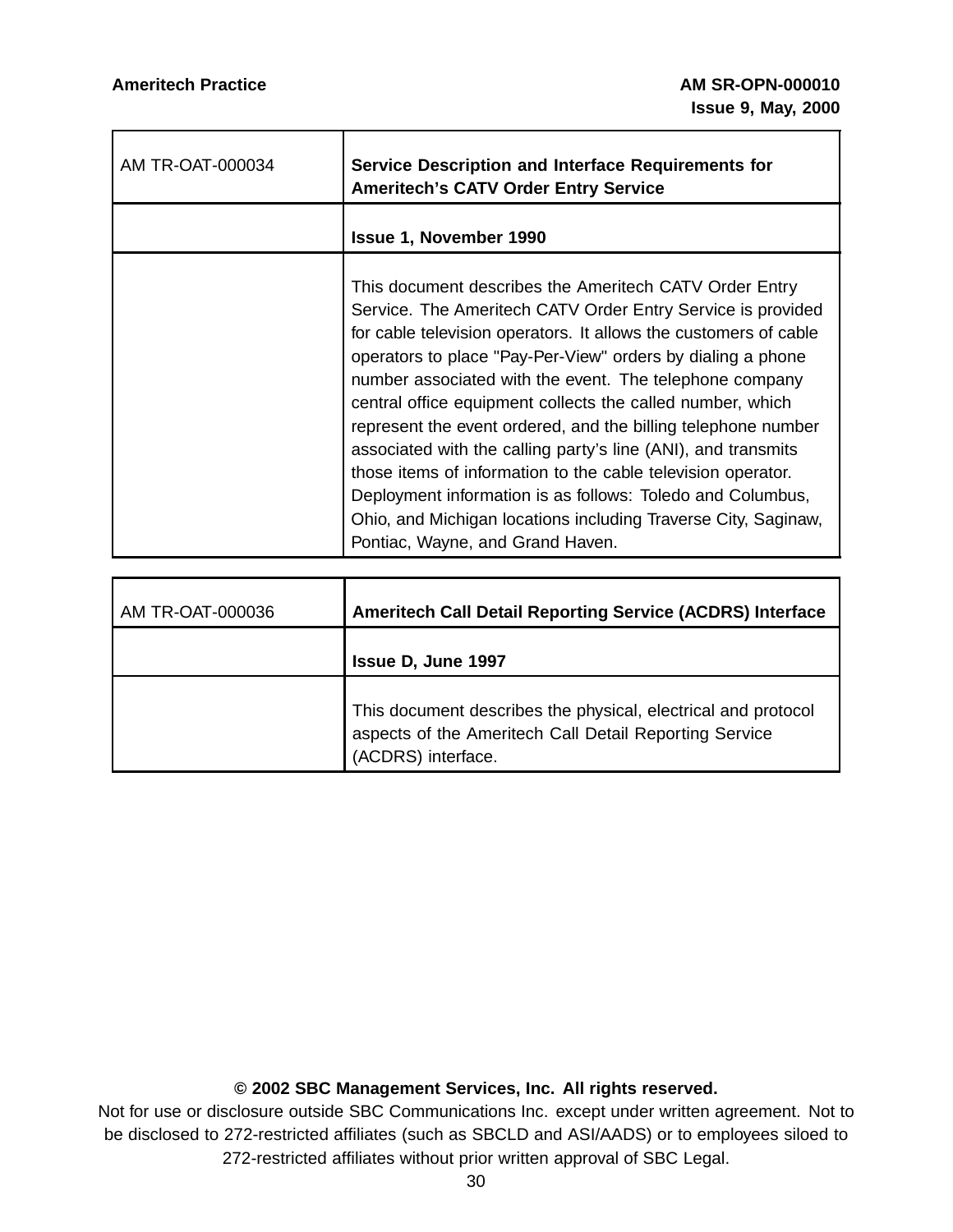| | |
|---|---|
| AM TR-OAT-000034 | **Service Description and Interface Requirements for Ameritech's CATV Order Entry Service** |
| | **Issue 1, November 1990** |
| | This document describes the Ameritech CATV Order Entry Service. The Ameritech CATV Order Entry Service is provided for cable television operators. It allows the customers of cable operators to place "Pay-Per-View" orders by dialing a phone number associated with the event. The telephone company central office equipment collects the called number, which represent the event ordered, and the billing telephone number associated with the calling party's line (ANI), and transmits those items of information to the cable television operator. Deployment information is as follows: Toledo and Columbus, Ohio, and Michigan locations including Traverse City, Saginaw, Pontiac, Wayne, and Grand Haven. |

| | |
|---|---|
| AM TR-OAT-000036 | **Ameritech Call Detail Reporting Service (ACDRS) Interface** |
| | **Issue D, June 1997** |
| | This document describes the physical, electrical and protocol aspects of the Ameritech Call Detail Reporting Service (ACDRS) interface. |

**© 2002 SBC Management Services, Inc. All rights reserved.**

Not for use or disclosure outside SBC Communications Inc. except under written agreement. Not to be disclosed to 272-restricted affiliates (such as SBCLD and ASI/AADS) or to employees siloed to 272-restricted affiliates without prior written approval of SBC Legal.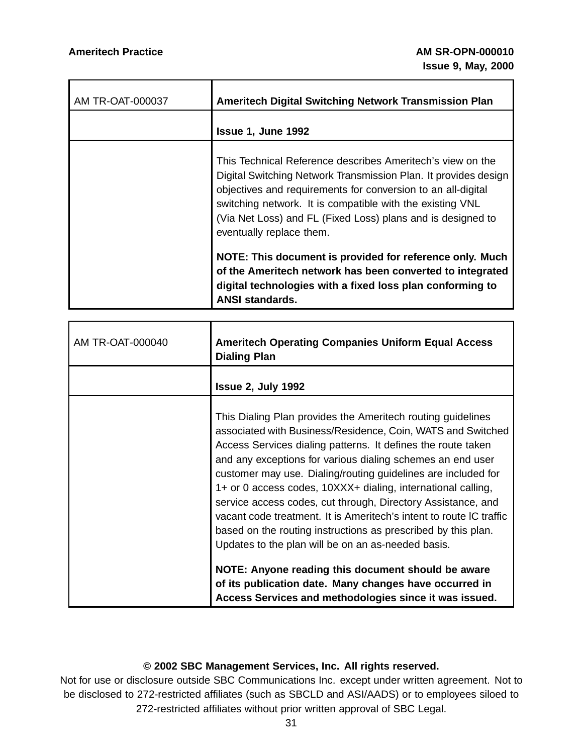| | |
|---|---|
| AM TR-OAT-000037 | **Ameritech Digital Switching Network Transmission Plan** |
| | **Issue 1, June 1992** |
| | This Technical Reference describes Ameritech's view on the Digital Switching Network Transmission Plan. It provides design objectives and requirements for conversion to an all-digital switching network. It is compatible with the existing VNL (Via Net Loss) and FL (Fixed Loss) plans and is designed to eventually replace them.<br><br>**NOTE: This document is provided for reference only. Much of the Ameritech network has been converted to integrated digital technologies with a fixed loss plan conforming to ANSI standards.** |

| | |
|---|---|
| AM TR-OAT-000040 | **Ameritech Operating Companies Uniform Equal Access Dialing Plan** |
| | **Issue 2, July 1992** |
| | This Dialing Plan provides the Ameritech routing guidelines associated with Business/Residence, Coin, WATS and Switched Access Services dialing patterns. It defines the route taken and any exceptions for various dialing schemes an end user customer may use. Dialing/routing guidelines are included for 1+ or 0 access codes, 10XXX+ dialing, international calling, service access codes, cut through, Directory Assistance, and vacant code treatment. It is Ameritech's intent to route IC traffic based on the routing instructions as prescribed by this plan. Updates to the plan will be on an as-needed basis.<br><br>**NOTE: Anyone reading this document should be aware of its publication date. Many changes have occurred in Access Services and methodologies since it was issued.** |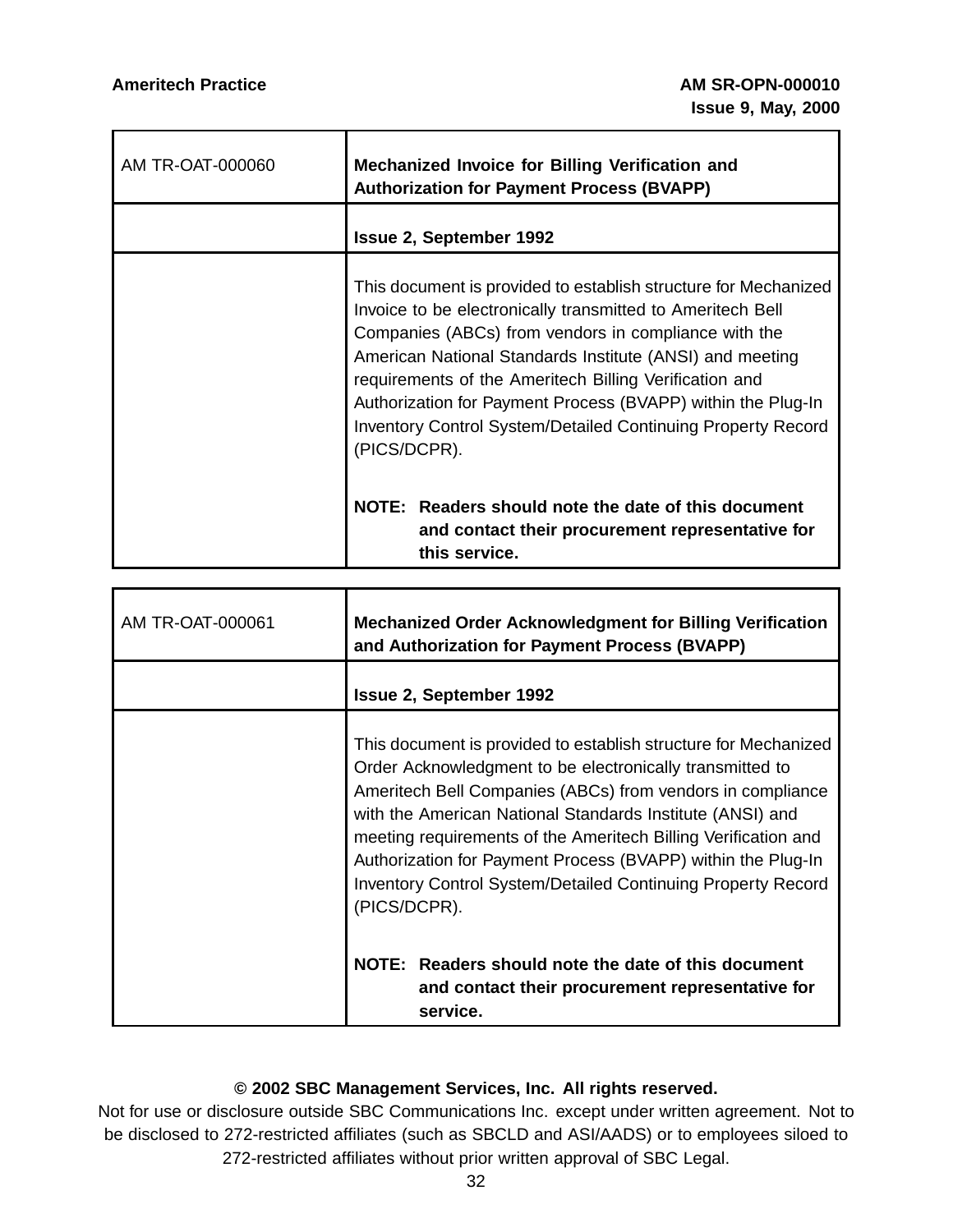| | |
|---|---|
| AM TR-OAT-000060 | **Mechanized Invoice for Billing Verification and Authorization for Payment Process (BVAPP)** |
| | **Issue 2, September 1992** |
| | This document is provided to establish structure for Mechanized Invoice to be electronically transmitted to Ameritech Bell Companies (ABCs) from vendors in compliance with the American National Standards Institute (ANSI) and meeting requirements of the Ameritech Billing Verification and Authorization for Payment Process (BVAPP) within the Plug-In Inventory Control System/Detailed Continuing Property Record (PICS/DCPR).<br><br>**NOTE: Readers should note the date of this document and contact their procurement representative for this service.** |

| | |
|---|---|
| AM TR-OAT-000061 | **Mechanized Order Acknowledgment for Billing Verification and Authorization for Payment Process (BVAPP)** |
| | **Issue 2, September 1992** |
| | This document is provided to establish structure for Mechanized Order Acknowledgment to be electronically transmitted to Ameritech Bell Companies (ABCs) from vendors in compliance with the American National Standards Institute (ANSI) and meeting requirements of the Ameritech Billing Verification and Authorization for Payment Process (BVAPP) within the Plug-In Inventory Control System/Detailed Continuing Property Record (PICS/DCPR).<br><br>**NOTE: Readers should note the date of this document and contact their procurement representative for service.** |

**© 2002 SBC Management Services, Inc. All rights reserved.**
Not for use or disclosure outside SBC Communications Inc. except under written agreement. Not to be disclosed to 272-restricted affiliates (such as SBCLD and ASI/AADS) or to employees siloed to 272-restricted affiliates without prior written approval of SBC Legal.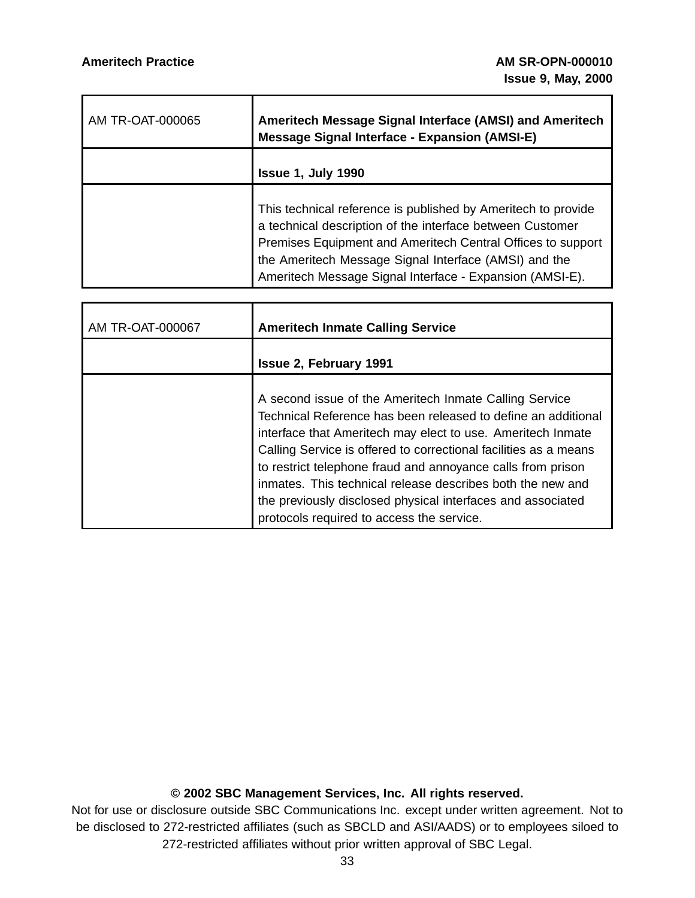| | |
|---|---|
| AM TR-OAT-000065 | **Ameritech Message Signal Interface (AMSI) and Ameritech Message Signal Interface - Expansion (AMSI-E)** |
| | **Issue 1, July 1990** |
| | This technical reference is published by Ameritech to provide a technical description of the interface between Customer Premises Equipment and Ameritech Central Offices to support the Ameritech Message Signal Interface (AMSI) and the Ameritech Message Signal Interface - Expansion (AMSI-E). |

| | |
|---|---|
| AM TR-OAT-000067 | **Ameritech Inmate Calling Service** |
| | **Issue 2, February 1991** |
| | A second issue of the Ameritech Inmate Calling Service Technical Reference has been released to define an additional interface that Ameritech may elect to use. Ameritech Inmate Calling Service is offered to correctional facilities as a means to restrict telephone fraud and annoyance calls from prison inmates. This technical release describes both the new and the previously disclosed physical interfaces and associated protocols required to access the service. |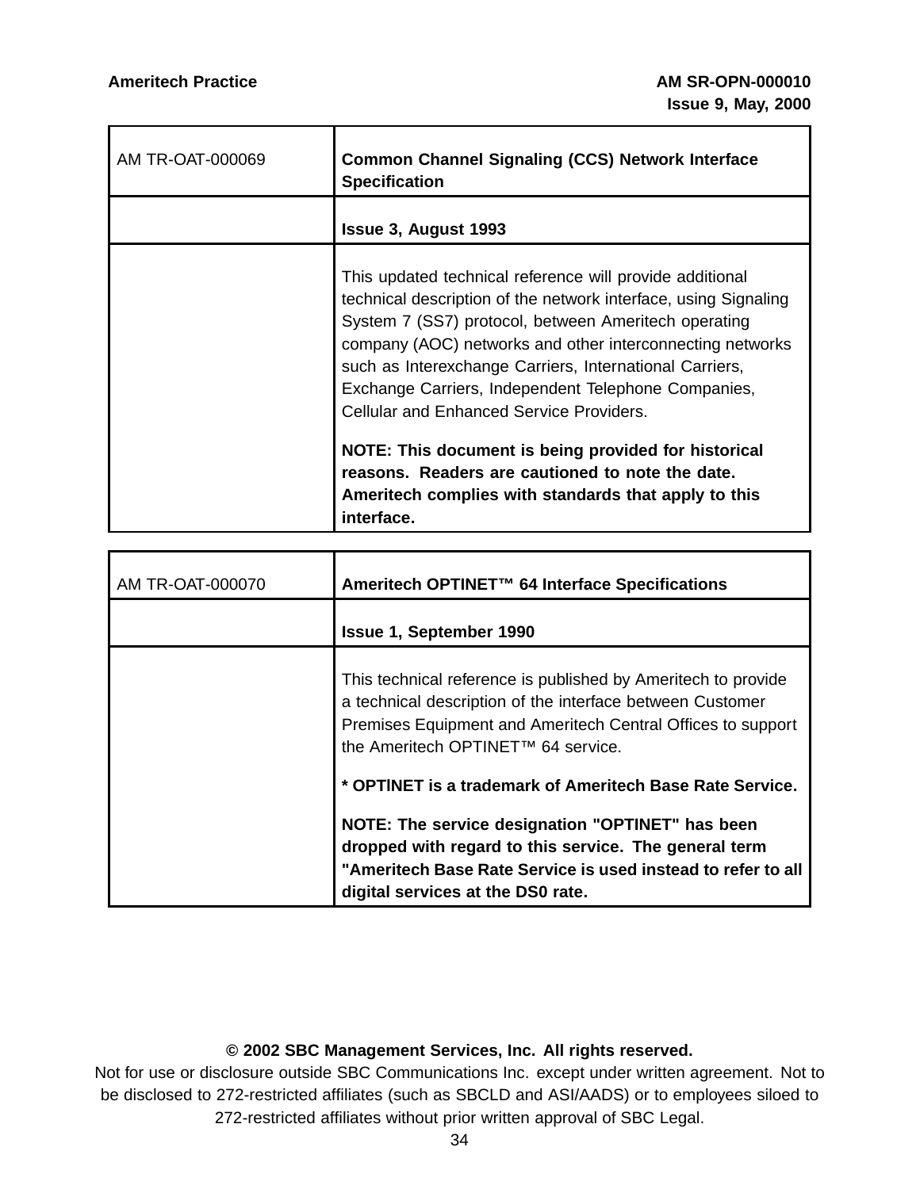| | |
|---|---|
| AM TR-OAT-000069 | **Common Channel Signaling (CCS) Network Interface Specification** |
| | **Issue 3, August 1993** |
| | This updated technical reference will provide additional technical description of the network interface, using Signaling System 7 (SS7) protocol, between Ameritech operating company (AOC) networks and other interconnecting networks such as Interexchange Carriers, International Carriers, Exchange Carriers, Independent Telephone Companies, Cellular and Enhanced Service Providers.<br><br>**NOTE: This document is being provided for historical reasons. Readers are cautioned to note the date. Ameritech complies with standards that apply to this interface.** |

| | |
|---|---|
| AM TR-OAT-000070 | **Ameritech OPTINET™ 64 Interface Specifications** |
| | **Issue 1, September 1990** |
| | This technical reference is published by Ameritech to provide a technical description of the interface between Customer Premises Equipment and Ameritech Central Offices to support the Ameritech OPTINET™ 64 service.<br><br>**\* OPTINET is a trademark of Ameritech Base Rate Service.**<br><br>**NOTE: The service designation "OPTINET" has been dropped with regard to this service. The general term "Ameritech Base Rate Service is used instead to refer to all digital services at the DS0 rate.** |

**© 2002 SBC Management Services, Inc. All rights reserved.**

Not for use or disclosure outside SBC Communications Inc. except under written agreement. Not to be disclosed to 272-restricted affiliates (such as SBCLD and ASI/AADS) or to employees siloed to 272-restricted affiliates without prior written approval of SBC Legal.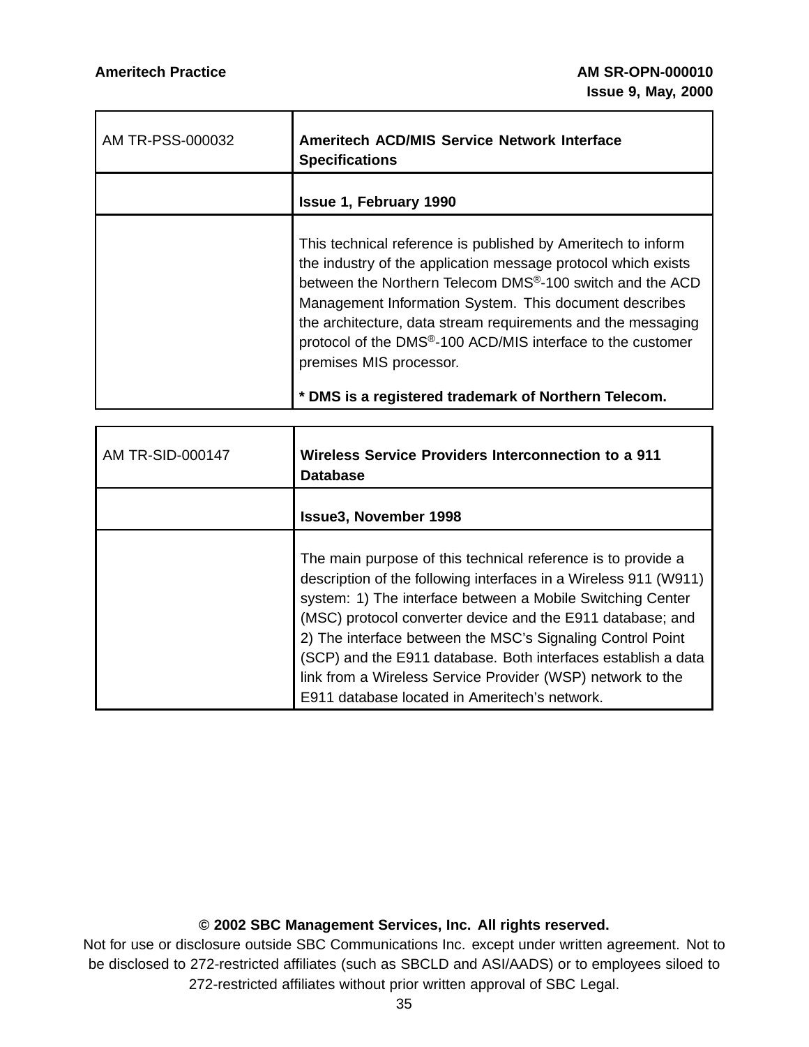| | |
|---|---|
| AM TR-PSS-000032 | **Ameritech ACD/MIS Service Network Interface Specifications** |
| | **Issue 1, February 1990** |
| | This technical reference is published by Ameritech to inform the industry of the application message protocol which exists between the Northern Telecom DMS®-100 switch and the ACD Management Information System. This document describes the architecture, data stream requirements and the messaging protocol of the DMS®-100 ACD/MIS interface to the customer premises MIS processor.<br><br>**\* DMS is a registered trademark of Northern Telecom.** |

| | |
|---|---|
| AM TR-SID-000147 | **Wireless Service Providers Interconnection to a 911 Database** |
| | **Issue3, November 1998** |
| | The main purpose of this technical reference is to provide a description of the following interfaces in a Wireless 911 (W911) system: 1) The interface between a Mobile Switching Center (MSC) protocol converter device and the E911 database; and 2) The interface between the MSC's Signaling Control Point (SCP) and the E911 database. Both interfaces establish a data link from a Wireless Service Provider (WSP) network to the E911 database located in Ameritech's network. |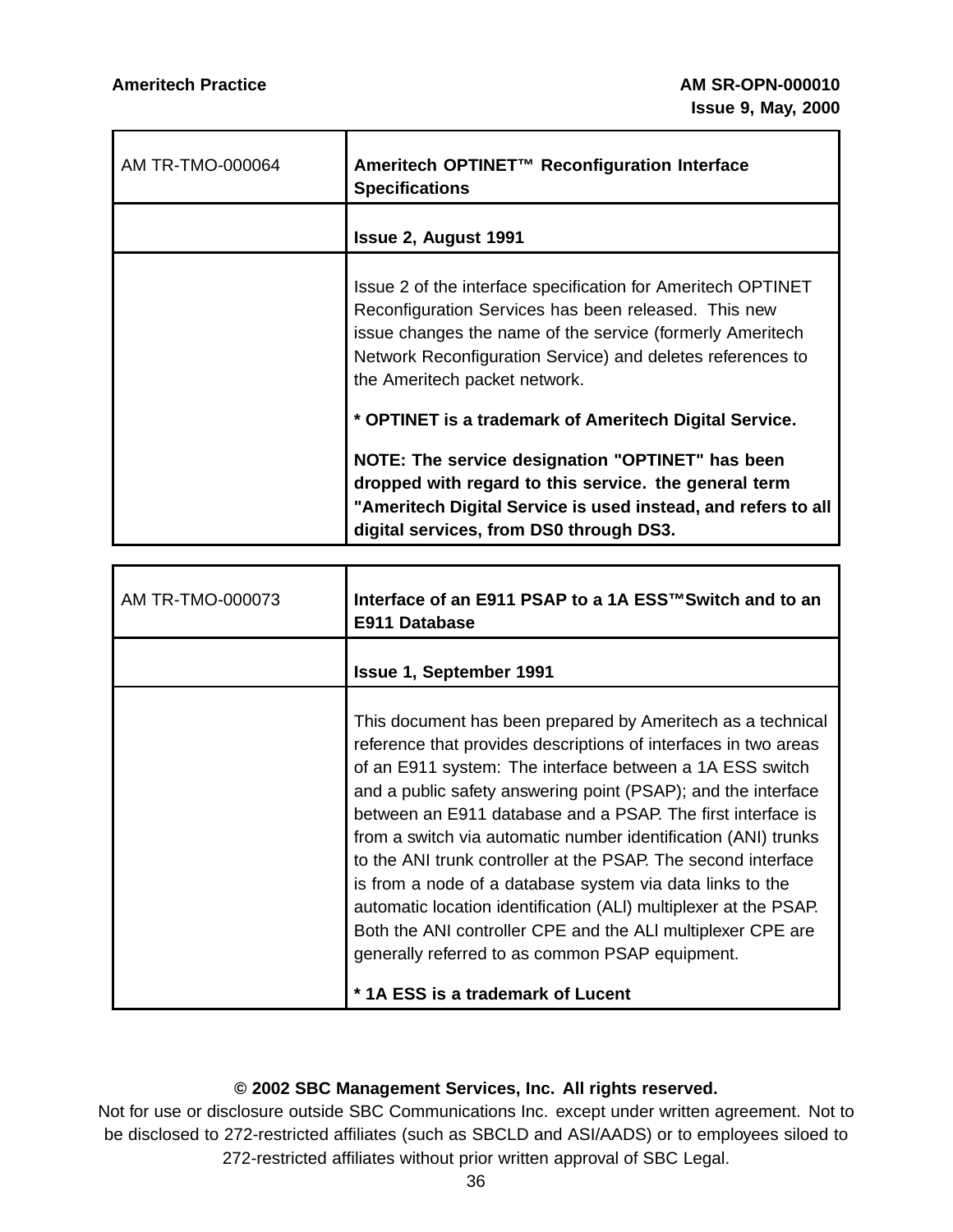| | |
|---|---|
| AM TR-TMO-000064 | **Ameritech OPTINET™ Reconfiguration Interface Specifications** |
| | **Issue 2, August 1991** |
| | Issue 2 of the interface specification for Ameritech OPTINET Reconfiguration Services has been released. This new issue changes the name of the service (formerly Ameritech Network Reconfiguration Service) and deletes references to the Ameritech packet network.<br><br>**\* OPTINET is a trademark of Ameritech Digital Service.**<br><br>**NOTE: The service designation "OPTINET" has been dropped with regard to this service. the general term "Ameritech Digital Service is used instead, and refers to all digital services, from DS0 through DS3.** |

| | |
|---|---|
| AM TR-TMO-000073 | **Interface of an E911 PSAP to a 1A ESS™Switch and to an E911 Database** |
| | **Issue 1, September 1991** |
| | This document has been prepared by Ameritech as a technical reference that provides descriptions of interfaces in two areas of an E911 system: The interface between a 1A ESS switch and a public safety answering point (PSAP); and the interface between an E911 database and a PSAP. The first interface is from a switch via automatic number identification (ANI) trunks to the ANI trunk controller at the PSAP. The second interface is from a node of a database system via data links to the automatic location identification (ALI) multiplexer at the PSAP. Both the ANI controller CPE and the ALI multiplexer CPE are generally referred to as common PSAP equipment.<br><br>**\* 1A ESS is a trademark of Lucent** |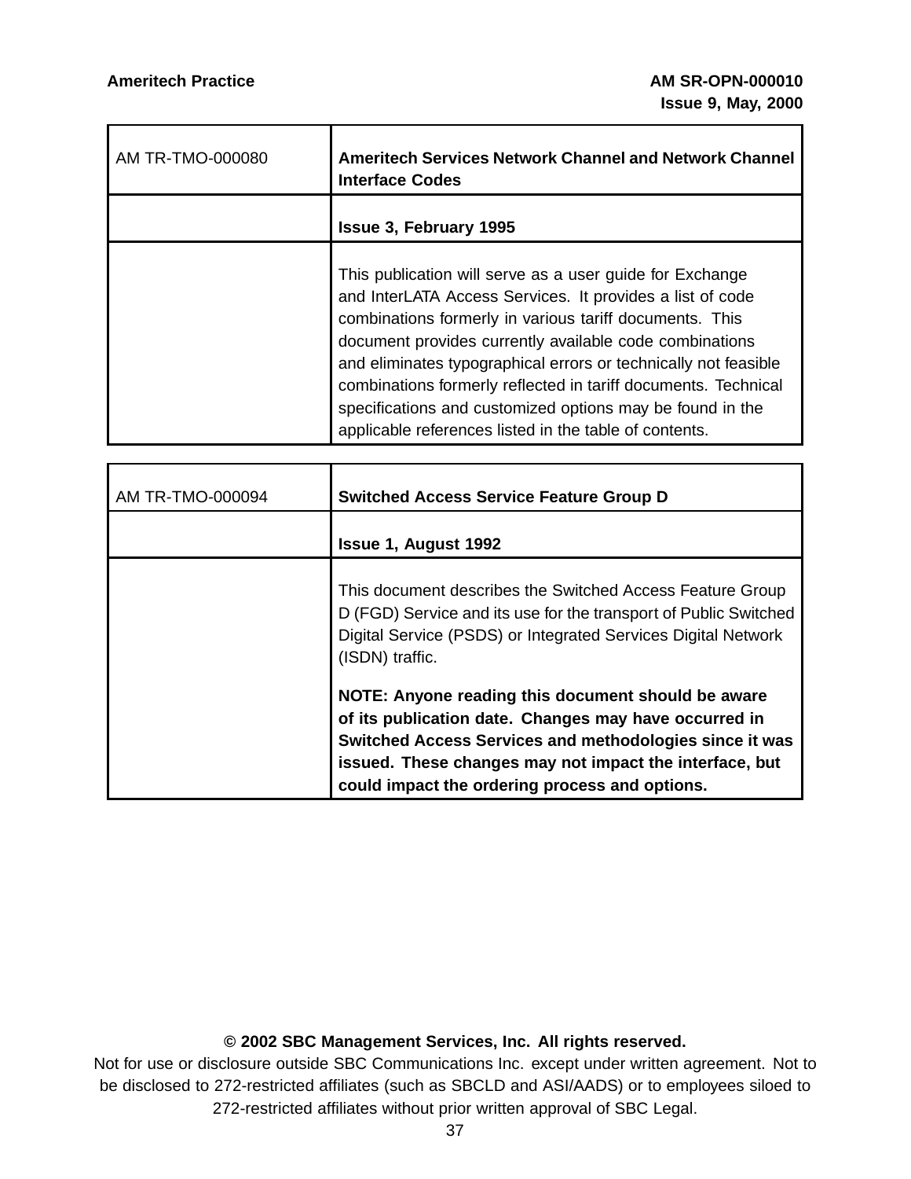| | |
|---|---|
| AM TR-TMO-000080 | **Ameritech Services Network Channel and Network Channel Interface Codes** |
| | **Issue 3, February 1995** |
| | This publication will serve as a user guide for Exchange and InterLATA Access Services. It provides a list of code combinations formerly in various tariff documents. This document provides currently available code combinations and eliminates typographical errors or technically not feasible combinations formerly reflected in tariff documents. Technical specifications and customized options may be found in the applicable references listed in the table of contents. |

| | |
|---|---|
| AM TR-TMO-000094 | **Switched Access Service Feature Group D** |
| | **Issue 1, August 1992** |
| | This document describes the Switched Access Feature Group D (FGD) Service and its use for the transport of Public Switched Digital Service (PSDS) or Integrated Services Digital Network (ISDN) traffic.<br><br>**NOTE: Anyone reading this document should be aware of its publication date. Changes may have occurred in Switched Access Services and methodologies since it was issued. These changes may not impact the interface, but could impact the ordering process and options.** |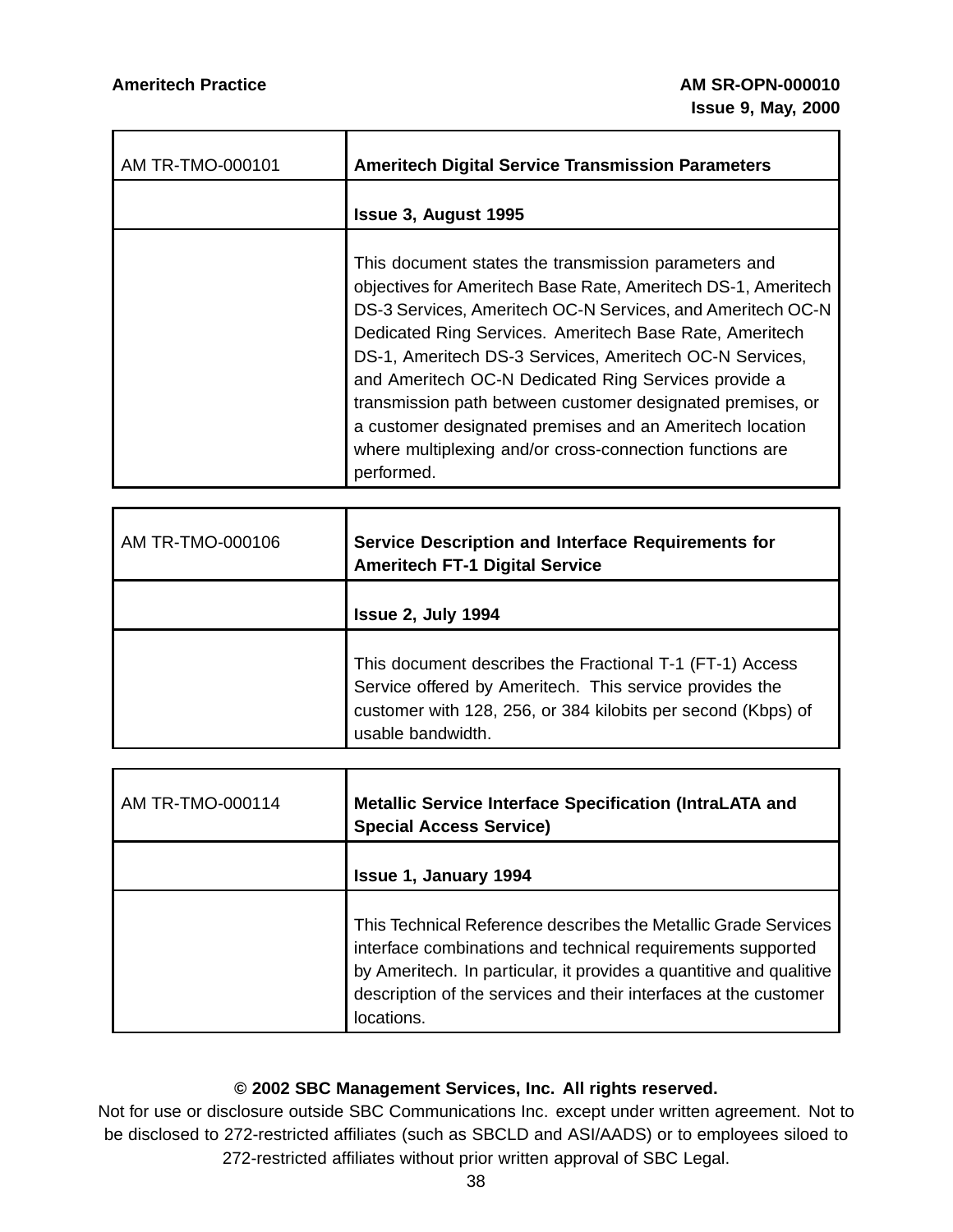| | |
|---|---|
| AM TR-TMO-000101 | **Ameritech Digital Service Transmission Parameters** |
| | **Issue 3, August 1995** |
| | This document states the transmission parameters and objectives for Ameritech Base Rate, Ameritech DS-1, Ameritech DS-3 Services, Ameritech OC-N Services, and Ameritech OC-N Dedicated Ring Services. Ameritech Base Rate, Ameritech DS-1, Ameritech DS-3 Services, Ameritech OC-N Services, and Ameritech OC-N Dedicated Ring Services provide a transmission path between customer designated premises, or a customer designated premises and an Ameritech location where multiplexing and/or cross-connection functions are performed. |

| | |
|---|---|
| AM TR-TMO-000106 | **Service Description and Interface Requirements for Ameritech FT-1 Digital Service** |
| | **Issue 2, July 1994** |
| | This document describes the Fractional T-1 (FT-1) Access Service offered by Ameritech. This service provides the customer with 128, 256, or 384 kilobits per second (Kbps) of usable bandwidth. |

| | |
|---|---|
| AM TR-TMO-000114 | **Metallic Service Interface Specification (IntraLATA and Special Access Service)** |
| | **Issue 1, January 1994** |
| | This Technical Reference describes the Metallic Grade Services interface combinations and technical requirements supported by Ameritech. In particular, it provides a quantitive and qualitive description of the services and their interfaces at the customer locations. |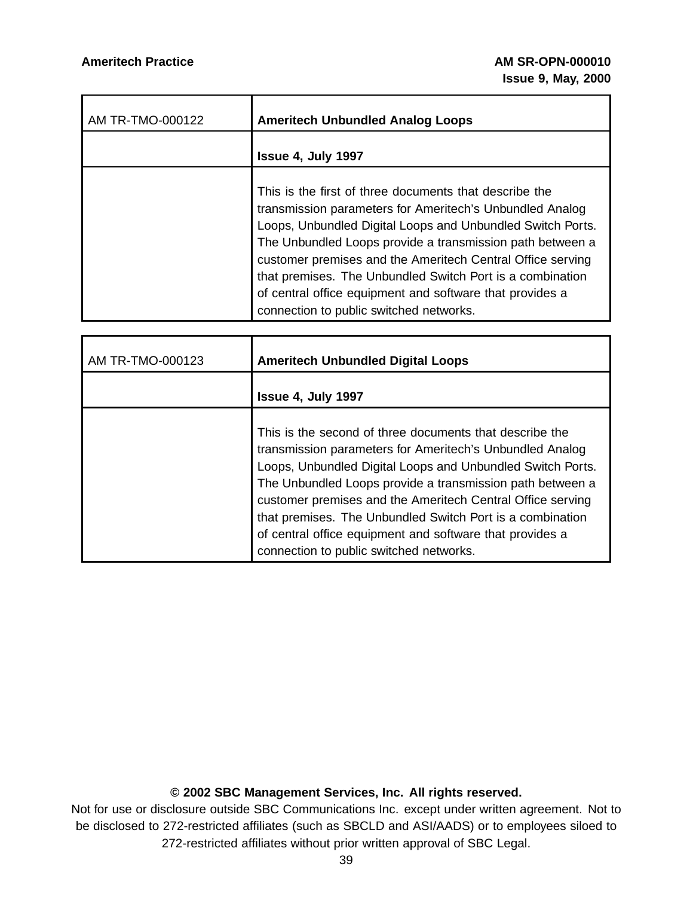| | |
|---|---|
| AM TR-TMO-000122 | **Ameritech Unbundled Analog Loops** |
| | **Issue 4, July 1997** |
| | This is the first of three documents that describe the transmission parameters for Ameritech's Unbundled Analog Loops, Unbundled Digital Loops and Unbundled Switch Ports. The Unbundled Loops provide a transmission path between a customer premises and the Ameritech Central Office serving that premises. The Unbundled Switch Port is a combination of central office equipment and software that provides a connection to public switched networks. |

| | |
|---|---|
| AM TR-TMO-000123 | **Ameritech Unbundled Digital Loops** |
| | **Issue 4, July 1997** |
| | This is the second of three documents that describe the transmission parameters for Ameritech's Unbundled Analog Loops, Unbundled Digital Loops and Unbundled Switch Ports. The Unbundled Loops provide a transmission path between a customer premises and the Ameritech Central Office serving that premises. The Unbundled Switch Port is a combination of central office equipment and software that provides a connection to public switched networks. |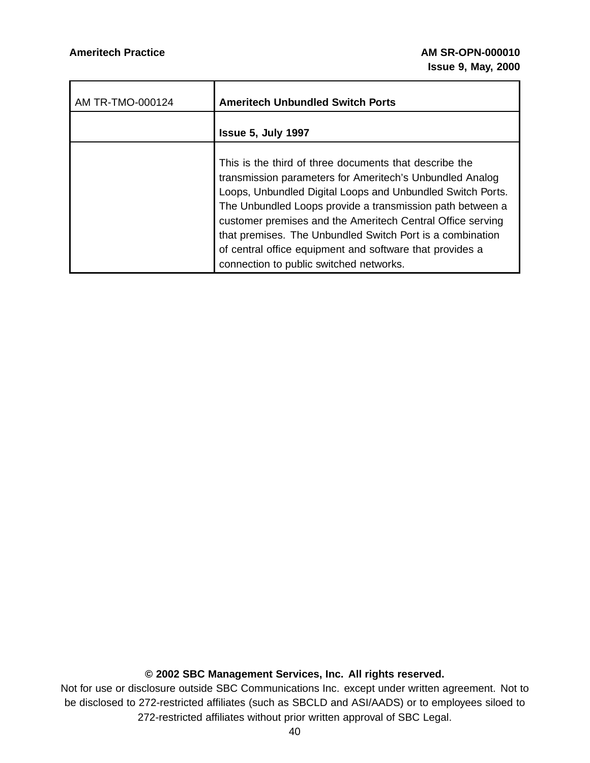| | |
|---|---|
| AM TR-TMO-000124 | **Ameritech Unbundled Switch Ports** |
| | **Issue 5, July 1997** |
| | This is the third of three documents that describe the transmission parameters for Ameritech's Unbundled Analog Loops, Unbundled Digital Loops and Unbundled Switch Ports. The Unbundled Loops provide a transmission path between a customer premises and the Ameritech Central Office serving that premises. The Unbundled Switch Port is a combination of central office equipment and software that provides a connection to public switched networks. |

**© 2002 SBC Management Services, Inc. All rights reserved.**

Not for use or disclosure outside SBC Communications Inc. except under written agreement. Not to be disclosed to 272-restricted affiliates (such as SBCLD and ASI/AADS) or to employees siloed to 272-restricted affiliates without prior written approval of SBC Legal.